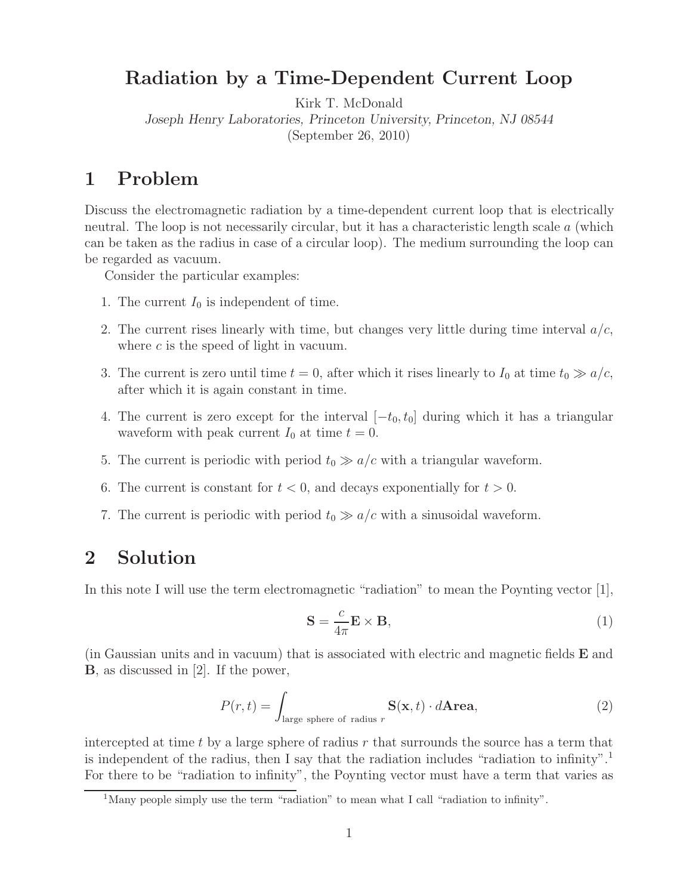# Radiation by a Time-Dependent Current Loop

Kirk T. McDonald

*Joseph Henry Laboratories, Princeton University, Princeton, NJ 08544*

(September 26, 2010)

## 1 Problem

Discuss the electromagnetic radiation by a time-dependent current loop that is electrically neutral. The loop is not necessarily circular, but it has a characteristic length scale $a$ (which can be taken as the radius in case of a circular loop). The medium surrounding the loop can be regarded as vacuum.

Consider the particular examples:

1. The current $I_0$ is independent of time.
2. The current rises linearly with time, but changes very little during time interval $a/c$, where $c$ is the speed of light in vacuum.
3. The current is zero until time $t = 0$, after which it rises linearly to $I_0$ at time $t_0 \gg a/c$, after which it is again constant in time.
4. The current is zero except for the interval $[-t_0, t_0]$ during which it has a triangular waveform with peak current $I_0$ at time $t = 0$.
5. The current is periodic with period $t_0 \gg a/c$ with a triangular waveform.
6. The current is constant for $t < 0$, and decays exponentially for $t > 0$.
7. The current is periodic with period $t_0 \gg a/c$ with a sinusoidal waveform.

## 2 Solution

In this note I will use the term electromagnetic "radiation" to mean the Poynting vector [1],

$$\mathbf{S} = \frac{c}{4\pi}\mathbf{E} \times \mathbf{B}, \tag{1}$$

(in Gaussian units and in vacuum) that is associated with electric and magnetic fields $\mathbf{E}$ and $\mathbf{B}$, as discussed in [2]. If the power,

$$P(r, t) = \int_{\text{large sphere of radius } r} \mathbf{S}(\mathbf{x}, t) \cdot d\mathbf{Area}, \tag{2}$$

intercepted at time $t$ by a large sphere of radius $r$ that surrounds the source has a term that is independent of the radius, then I say that the radiation includes "radiation to infinity".[1] For there to be "radiation to infinity", the Poynting vector must have a term that varies as

[1] Many people simply use the term "radiation" to mean what I call "radiation to infinity".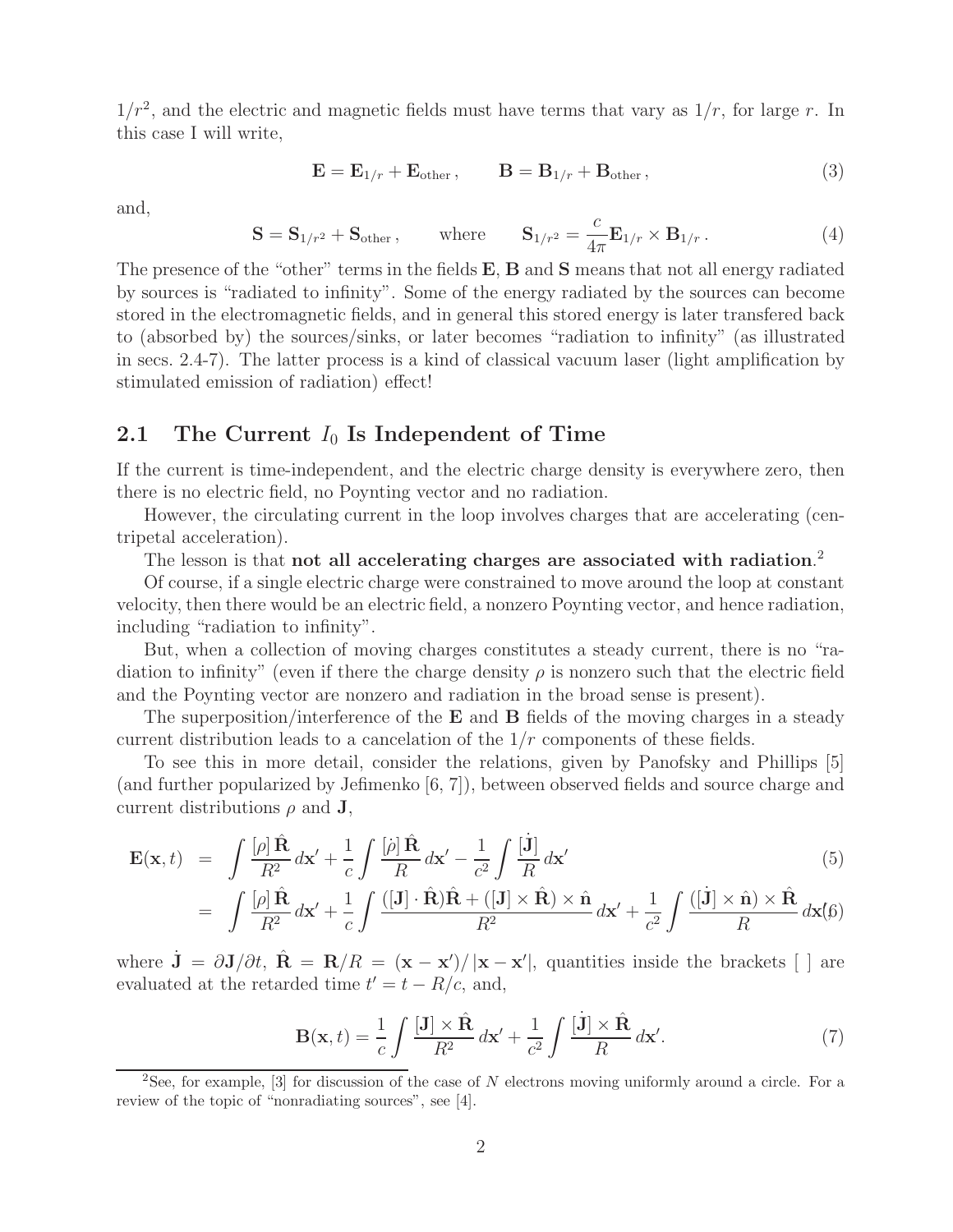$1/r^2$, and the electric and magnetic fields must have terms that vary as $1/r$, for large $r$. In this case I will write,

$$\mathbf{E} = \mathbf{E}_{1/r} + \mathbf{E}_{\text{other}}\,, \qquad \mathbf{B} = \mathbf{B}_{1/r} + \mathbf{B}_{\text{other}}\,, \tag{3}$$

and,

$$\mathbf{S} = \mathbf{S}_{1/r^2} + \mathbf{S}_{\text{other}}\,, \qquad \text{where} \qquad \mathbf{S}_{1/r^2} = \frac{c}{4\pi}\mathbf{E}_{1/r} \times \mathbf{B}_{1/r}\,. \tag{4}$$

The presence of the "other" terms in the fields $\mathbf{E}$, $\mathbf{B}$ and $\mathbf{S}$ means that not all energy radiated by sources is "radiated to infinity". Some of the energy radiated by the sources can become stored in the electromagnetic fields, and in general this stored energy is later transfered back to (absorbed by) the sources/sinks, or later becomes "radiation to infinity" (as illustrated in secs. 2.4-7). The latter process is a kind of classical vacuum laser (light amplification by stimulated emission of radiation) effect!

## 2.1 The Current $I_0$ Is Independent of Time

If the current is time-independent, and the electric charge density is everywhere zero, then there is no electric field, no Poynting vector and no radiation.

However, the circulating current in the loop involves charges that are accelerating (centripetal acceleration).

The lesson is that **not all accelerating charges are associated with radiation**.[2]

Of course, if a single electric charge were constrained to move around the loop at constant velocity, then there would be an electric field, a nonzero Poynting vector, and hence radiation, including "radiation to infinity".

But, when a collection of moving charges constitutes a steady current, there is no "radiation to infinity" (even if there the charge density $\rho$ is nonzero such that the electric field and the Poynting vector are nonzero and radiation in the broad sense is present).

The superposition/interference of the $\mathbf{E}$ and $\mathbf{B}$ fields of the moving charges in a steady current distribution leads to a cancelation of the $1/r$ components of these fields.

To see this in more detail, consider the relations, given by Panofsky and Phillips [5] (and further popularized by Jefimenko [6, 7]), between observed fields and source charge and current distributions $\rho$ and $\mathbf{J}$,

$$\begin{aligned}
\mathbf{E}(\mathbf{x}, t) &= \int \frac{[\rho]\,\hat{\mathbf{R}}}{R^2}\,d\mathbf{x}' + \frac{1}{c}\int \frac{[\dot{\rho}]\,\hat{\mathbf{R}}}{R}\,d\mathbf{x}' - \frac{1}{c^2}\int \frac{[\dot{\mathbf{J}}]}{R}\,d\mathbf{x}' & (5)\\
&= \int \frac{[\rho]\,\hat{\mathbf{R}}}{R^2}\,d\mathbf{x}' + \frac{1}{c}\int \frac{([\mathbf{J}]\cdot\hat{\mathbf{R}})\hat{\mathbf{R}} + ([\mathbf{J}]\times\hat{\mathbf{R}})\times\hat{\mathbf{n}}}{R^2}\,d\mathbf{x}' + \frac{1}{c^2}\int \frac{([\dot{\mathbf{J}}]\times\hat{\mathbf{n}})\times\hat{\mathbf{R}}}{R}\,d\mathbf{x}' & (6)
\end{aligned}$$

where $\dot{\mathbf{J}} = \partial\mathbf{J}/\partial t$, $\hat{\mathbf{R}} = \mathbf{R}/R = (\mathbf{x} - \mathbf{x}')/\left|\mathbf{x} - \mathbf{x}'\right|$, quantities inside the brackets [ ] are evaluated at the retarded time $t' = t - R/c$, and,

$$\mathbf{B}(\mathbf{x}, t) = \frac{1}{c}\int \frac{[\mathbf{J}]\times\hat{\mathbf{R}}}{R^2}\,d\mathbf{x}' + \frac{1}{c^2}\int \frac{[\dot{\mathbf{J}}]\times\hat{\mathbf{R}}}{R}\,d\mathbf{x}'. \tag{7}$$

[2] See, for example, [3] for discussion of the case of $N$ electrons moving uniformly around a circle. For a review of the topic of "nonradiating sources", see [4].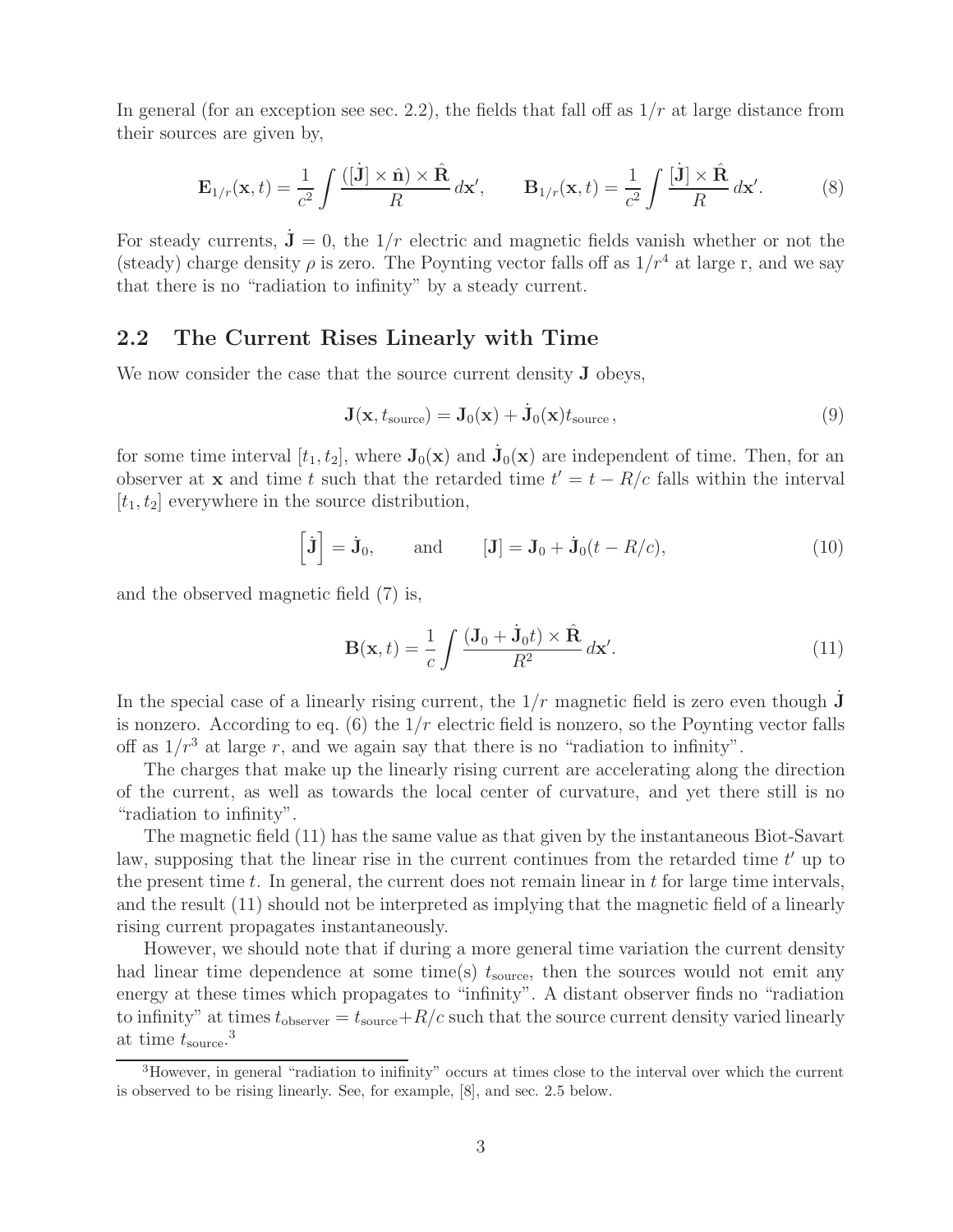In general (for an exception see sec. 2.2), the fields that fall off as $1/r$ at large distance from their sources are given by,

$$\mathbf{E}_{1/r}(\mathbf{x},t) = \frac{1}{c^2}\int \frac{([\dot{\mathbf{J}}] \times \hat{\mathbf{n}}) \times \hat{\mathbf{R}}}{R}\, d\mathbf{x}', \qquad \mathbf{B}_{1/r}(\mathbf{x},t) = \frac{1}{c^2}\int \frac{[\dot{\mathbf{J}}] \times \hat{\mathbf{R}}}{R}\, d\mathbf{x}'. \tag{8}$$

For steady currents, $\dot{\mathbf{J}} = 0$, the $1/r$ electric and magnetic fields vanish whether or not the (steady) charge density $\rho$ is zero. The Poynting vector falls off as $1/r^4$ at large r, and we say that there is no "radiation to infinity" by a steady current.

## 2.2 The Current Rises Linearly with Time

We now consider the case that the source current density $\mathbf{J}$ obeys,

$$\mathbf{J}(\mathbf{x}, t_{\rm source}) = \mathbf{J}_0(\mathbf{x}) + \dot{\mathbf{J}}_0(\mathbf{x}) t_{\rm source}, \tag{9}$$

for some time interval $[t_1, t_2]$, where $\mathbf{J}_0(\mathbf{x})$ and $\dot{\mathbf{J}}_0(\mathbf{x})$ are independent of time. Then, for an observer at $\mathbf{x}$ and time $t$ such that the retarded time $t' = t - R/c$ falls within the interval $[t_1, t_2]$ everywhere in the source distribution,

$$\left[\dot{\mathbf{J}}\right] = \dot{\mathbf{J}}_0, \qquad \text{and} \qquad [\mathbf{J}] = \mathbf{J}_0 + \dot{\mathbf{J}}_0 (t - R/c), \tag{10}$$

and the observed magnetic field (7) is,

$$\mathbf{B}(\mathbf{x},t) = \frac{1}{c}\int \frac{(\mathbf{J}_0 + \dot{\mathbf{J}}_0 t) \times \hat{\mathbf{R}}}{R^2}\, d\mathbf{x}'. \tag{11}$$

In the special case of a linearly rising current, the $1/r$ magnetic field is zero even though $\dot{\mathbf{J}}$ is nonzero. According to eq. (6) the $1/r$ electric field is nonzero, so the Poynting vector falls off as $1/r^3$ at large $r$, and we again say that there is no "radiation to infinity".

The charges that make up the linearly rising current are accelerating along the direction of the current, as well as towards the local center of curvature, and yet there still is no "radiation to infinity".

The magnetic field (11) has the same value as that given by the instantaneous Biot-Savart law, supposing that the linear rise in the current continues from the retarded time $t'$ up to the present time $t$. In general, the current does not remain linear in $t$ for large time intervals, and the result (11) should not be interpreted as implying that the magnetic field of a linearly rising current propagates instantaneously.

However, we should note that if during a more general time variation the current density had linear time dependence at some time(s) $t_{\rm source}$, then the sources would not emit any energy at these times which propagates to "infinity". A distant observer finds no "radiation to infinity" at times $t_{\rm observer} = t_{\rm source} + R/c$ such that the source current density varied linearly at time $t_{\rm source}$.[3]

[3]However, in general "radiation to inifinity" occurs at times close to the interval over which the current is observed to be rising linearly. See, for example, [8], and sec. 2.5 below.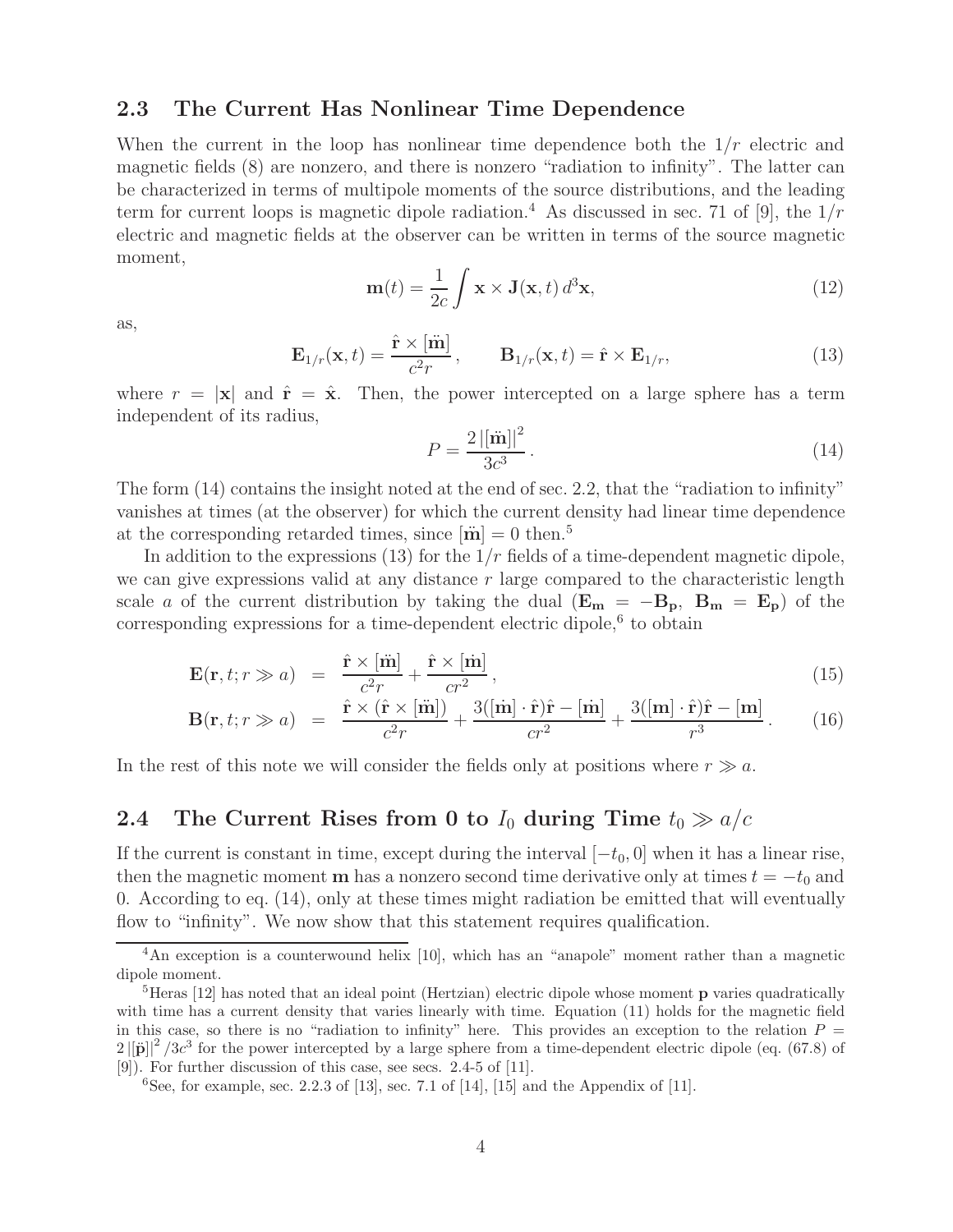### 2.3 The Current Has Nonlinear Time Dependence

When the current in the loop has nonlinear time dependence both the $1/r$ electric and magnetic fields (8) are nonzero, and there is nonzero "radiation to infinity". The latter can be characterized in terms of multipole moments of the source distributions, and the leading term for current loops is magnetic dipole radiation.[4] As discussed in sec. 71 of [9], the $1/r$ electric and magnetic fields at the observer can be written in terms of the source magnetic moment,

$$\mathbf{m}(t) = \frac{1}{2c}\int \mathbf{x} \times \mathbf{J}(\mathbf{x}, t)\, d^3\mathbf{x}, \tag{12}$$

as,

$$\mathbf{E}_{1/r}(\mathbf{x}, t) = \frac{\hat{\mathbf{r}} \times [\ddot{\mathbf{m}}]}{c^2 r}, \qquad \mathbf{B}_{1/r}(\mathbf{x}, t) = \hat{\mathbf{r}} \times \mathbf{E}_{1/r}, \tag{13}$$

where $r = |\mathbf{x}|$ and $\hat{\mathbf{r}} = \hat{\mathbf{x}}$. Then, the power intercepted on a large sphere has a term independent of its radius,

$$P = \frac{2\,|[\ddot{\mathbf{m}}]|^2}{3c^3}. \tag{14}$$

The form (14) contains the insight noted at the end of sec. 2.2, that the "radiation to infinity" vanishes at times (at the observer) for which the current density had linear time dependence at the corresponding retarded times, since $[\ddot{\mathbf{m}}] = 0$ then.[5]

In addition to the expressions (13) for the $1/r$ fields of a time-dependent magnetic dipole, we can give expressions valid at any distance $r$ large compared to the characteristic length scale $a$ of the current distribution by taking the dual ($\mathbf{E_m} = -\mathbf{B_p}$, $\mathbf{B_m} = \mathbf{E_p}$) of the corresponding expressions for a time-dependent electric dipole,[6] to obtain

$$\mathbf{E}(\mathbf{r}, t; r \gg a) \;=\; \frac{\hat{\mathbf{r}} \times [\ddot{\mathbf{m}}]}{c^2 r} + \frac{\hat{\mathbf{r}} \times [\dot{\mathbf{m}}]}{c r^2}, \tag{15}$$

$$\mathbf{B}(\mathbf{r}, t; r \gg a) \;=\; \frac{\hat{\mathbf{r}} \times (\hat{\mathbf{r}} \times [\ddot{\mathbf{m}}])}{c^2 r} + \frac{3([\dot{\mathbf{m}}] \cdot \hat{\mathbf{r}})\hat{\mathbf{r}} - [\dot{\mathbf{m}}]}{c r^2} + \frac{3([\mathbf{m}] \cdot \hat{\mathbf{r}})\hat{\mathbf{r}} - [\mathbf{m}]}{r^3}. \tag{16}$$

In the rest of this note we will consider the fields only at positions where $r \gg a$.

### 2.4 The Current Rises from 0 to $I_0$ during Time $t_0 \gg a/c$

If the current is constant in time, except during the interval $[-t_0, 0]$ when it has a linear rise, then the magnetic moment $\mathbf{m}$ has a nonzero second time derivative only at times $t = -t_0$ and 0. According to eq. (14), only at these times might radiation be emitted that will eventually flow to "infinity". We now show that this statement requires qualification.

---

[4] An exception is a counterwound helix [10], which has an "anapole" moment rather than a magnetic dipole moment.

[5] Heras [12] has noted that an ideal point (Hertzian) electric dipole whose moment $\mathbf{p}$ varies quadratically with time has a current density that varies linearly with time. Equation (11) holds for the magnetic field in this case, so there is no "radiation to infinity" here. This provides an exception to the relation $P = 2\,|[\ddot{\mathbf{p}}]|^2/3c^3$ for the power intercepted by a large sphere from a time-dependent electric dipole (eq. (67.8) of [9]). For further discussion of this case, see secs. 2.4-5 of [11].

[6] See, for example, sec. 2.2.3 of [13], sec. 7.1 of [14], [15] and the Appendix of [11].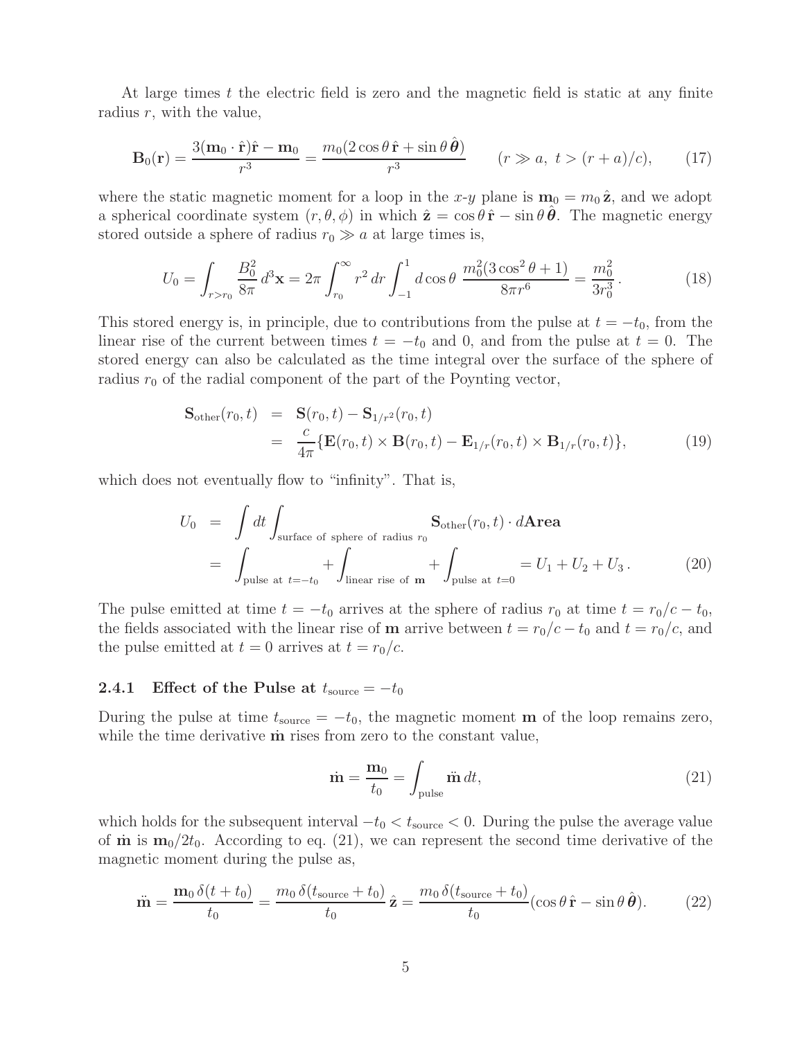At large times $t$ the electric field is zero and the magnetic field is static at any finite radius $r$, with the value,

$$\mathbf{B}_0(\mathbf{r}) = \frac{3(\mathbf{m}_0 \cdot \hat{\mathbf{r}})\hat{\mathbf{r}} - \mathbf{m}_0}{r^3} = \frac{m_0(2\cos\theta\,\hat{\mathbf{r}} + \sin\theta\,\hat{\boldsymbol{\theta}})}{r^3} \qquad (r \gg a,\ t > (r+a)/c), \tag{17}$$

where the static magnetic moment for a loop in the $x$-$y$ plane is $\mathbf{m}_0 = m_0\,\hat{\mathbf{z}}$, and we adopt a spherical coordinate system $(r, \theta, \phi)$ in which $\hat{\mathbf{z}} = \cos\theta\,\hat{\mathbf{r}} - \sin\theta\,\hat{\boldsymbol{\theta}}$. The magnetic energy stored outside a sphere of radius $r_0 \gg a$ at large times is,

$$U_0 = \int_{r > r_0} \frac{B_0^2}{8\pi}\, d^3\mathbf{x} = 2\pi \int_{r_0}^{\infty} r^2\, dr \int_{-1}^{1} d\cos\theta\ \frac{m_0^2(3\cos^2\theta + 1)}{8\pi r^6} = \frac{m_0^2}{3r_0^3}. \tag{18}$$

This stored energy is, in principle, due to contributions from the pulse at $t = -t_0$, from the linear rise of the current between times $t = -t_0$ and 0, and from the pulse at $t = 0$. The stored energy can also be calculated as the time integral over the surface of the sphere of radius $r_0$ of the radial component of the part of the Poynting vector,

$$\begin{aligned}
\mathbf{S}_{\rm other}(r_0, t) &= \mathbf{S}(r_0, t) - \mathbf{S}_{1/r^2}(r_0, t) \\
&= \frac{c}{4\pi}\{\mathbf{E}(r_0, t) \times \mathbf{B}(r_0, t) - \mathbf{E}_{1/r}(r_0, t) \times \mathbf{B}_{1/r}(r_0, t)\},
\end{aligned} \tag{19}$$

which does not eventually flow to "infinity". That is,

$$\begin{aligned}
U_0 &= \int dt \int_{\text{surface of sphere of radius } r_0} \mathbf{S}_{\rm other}(r_0, t) \cdot d\mathbf{Area} \\
&= \int_{\text{pulse at } t = -t_0} + \int_{\text{linear rise of } \mathbf{m}} + \int_{\text{pulse at } t = 0} = U_1 + U_2 + U_3\,.
\end{aligned} \tag{20}$$

The pulse emitted at time $t = -t_0$ arrives at the sphere of radius $r_0$ at time $t = r_0/c - t_0$, the fields associated with the linear rise of $\mathbf{m}$ arrive between $t = r_0/c - t_0$ and $t = r_0/c$, and the pulse emitted at $t = 0$ arrives at $t = r_0/c$.

### 2.4.1 Effect of the Pulse at $t_{\rm source} = -t_0$

During the pulse at time $t_{\rm source} = -t_0$, the magnetic moment $\mathbf{m}$ of the loop remains zero, while the time derivative $\dot{\mathbf{m}}$ rises from zero to the constant value,

$$\dot{\mathbf{m}} = \frac{\mathbf{m}_0}{t_0} = \int_{\rm pulse} \ddot{\mathbf{m}}\, dt, \tag{21}$$

which holds for the subsequent interval $-t_0 < t_{\rm source} < 0$. During the pulse the average value of $\dot{\mathbf{m}}$ is $\mathbf{m}_0/2t_0$. According to eq. (21), we can represent the second time derivative of the magnetic moment during the pulse as,

$$\ddot{\mathbf{m}} = \frac{\mathbf{m}_0\,\delta(t + t_0)}{t_0} = \frac{m_0\,\delta(t_{\rm source} + t_0)}{t_0}\,\hat{\mathbf{z}} = \frac{m_0\,\delta(t_{\rm source} + t_0)}{t_0}(\cos\theta\,\hat{\mathbf{r}} - \sin\theta\,\hat{\boldsymbol{\theta}}). \tag{22}$$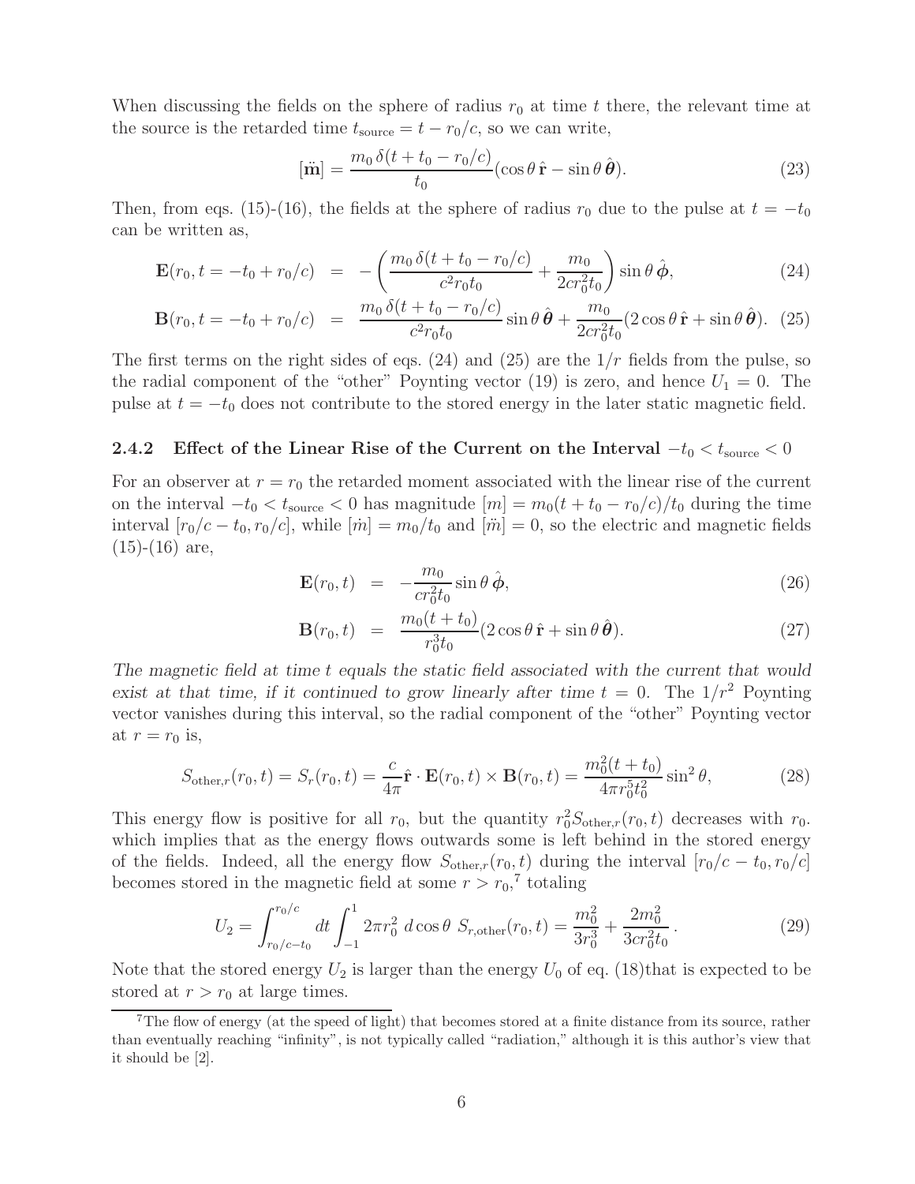When discussing the fields on the sphere of radius $r_0$ at time $t$ there, the relevant time at the source is the retarded time $t_{\rm source} = t - r_0/c$, so we can write,

$$[\ddot{\mathbf{m}}] = \frac{m_0\,\delta(t + t_0 - r_0/c)}{t_0}(\cos\theta\,\hat{\mathbf{r}} - \sin\theta\,\hat{\boldsymbol{\theta}}). \tag{23}$$

Then, from eqs. (15)-(16), the fields at the sphere of radius $r_0$ due to the pulse at $t = -t_0$ can be written as,

$$\mathbf{E}(r_0, t = -t_0 + r_0/c) = -\left(\frac{m_0\,\delta(t + t_0 - r_0/c)}{c^2 r_0 t_0} + \frac{m_0}{2cr_0^2 t_0}\right)\sin\theta\,\hat{\boldsymbol{\phi}}, \tag{24}$$

$$\mathbf{B}(r_0, t = -t_0 + r_0/c) = \frac{m_0\,\delta(t + t_0 - r_0/c)}{c^2 r_0 t_0}\sin\theta\,\hat{\boldsymbol{\theta}} + \frac{m_0}{2cr_0^2 t_0}(2\cos\theta\,\hat{\mathbf{r}} + \sin\theta\,\hat{\boldsymbol{\theta}}). \tag{25}$$

The first terms on the right sides of eqs. (24) and (25) are the $1/r$ fields from the pulse, so the radial component of the "other" Poynting vector (19) is zero, and hence $U_1 = 0$. The pulse at $t = -t_0$ does not contribute to the stored energy in the later static magnetic field.

### 2.4.2 Effect of the Linear Rise of the Current on the Interval $-t_0 < t_{\rm source} < 0$

For an observer at $r = r_0$ the retarded moment associated with the linear rise of the current on the interval $-t_0 < t_{\rm source} < 0$ has magnitude $[m] = m_0(t + t_0 - r_0/c)/t_0$ during the time interval $[r_0/c - t_0, r_0/c]$, while $[\dot{m}] = m_0/t_0$ and $[\ddot{m}] = 0$, so the electric and magnetic fields (15)-(16) are,

$$\mathbf{E}(r_0, t) = -\frac{m_0}{cr_0^2 t_0}\sin\theta\,\hat{\boldsymbol{\phi}}, \tag{26}$$

$$\mathbf{B}(r_0, t) = \frac{m_0(t + t_0)}{r_0^3 t_0}(2\cos\theta\,\hat{\mathbf{r}} + \sin\theta\,\hat{\boldsymbol{\theta}}). \tag{27}$$

*The magnetic field at time $t$ equals the static field associated with the current that would exist at that time, if it continued to grow linearly after time $t = 0$.* The $1/r^2$ Poynting vector vanishes during this interval, so the radial component of the "other" Poynting vector at $r = r_0$ is,

$$S_{{\rm other},r}(r_0, t) = S_r(r_0, t) = \frac{c}{4\pi}\hat{\mathbf{r}}\cdot\mathbf{E}(r_0, t)\times\mathbf{B}(r_0, t) = \frac{m_0^2(t + t_0)}{4\pi r_0^5 t_0^2}\sin^2\theta, \tag{28}$$

This energy flow is positive for all $r_0$, but the quantity $r_0^2 S_{{\rm other},r}(r_0, t)$ decreases with $r_0$. which implies that as the energy flows outwards some is left behind in the stored energy of the fields. Indeed, all the energy flow $S_{{\rm other},r}(r_0, t)$ during the interval $[r_0/c - t_0, r_0/c]$ becomes stored in the magnetic field at some $r > r_0$,[7] totaling

$$U_2 = \int_{r_0/c - t_0}^{r_0/c} dt \int_{-1}^{1} 2\pi r_0^2\; d\cos\theta\; S_{r,{\rm other}}(r_0, t) = \frac{m_0^2}{3r_0^3} + \frac{2m_0^2}{3cr_0^2 t_0}\,. \tag{29}$$

Note that the stored energy $U_2$ is larger than the energy $U_0$ of eq. (18)that is expected to be stored at $r > r_0$ at large times.

[7] The flow of energy (at the speed of light) that becomes stored at a finite distance from its source, rather than eventually reaching "infinity", is not typically called "radiation," although it is this author's view that it should be [2].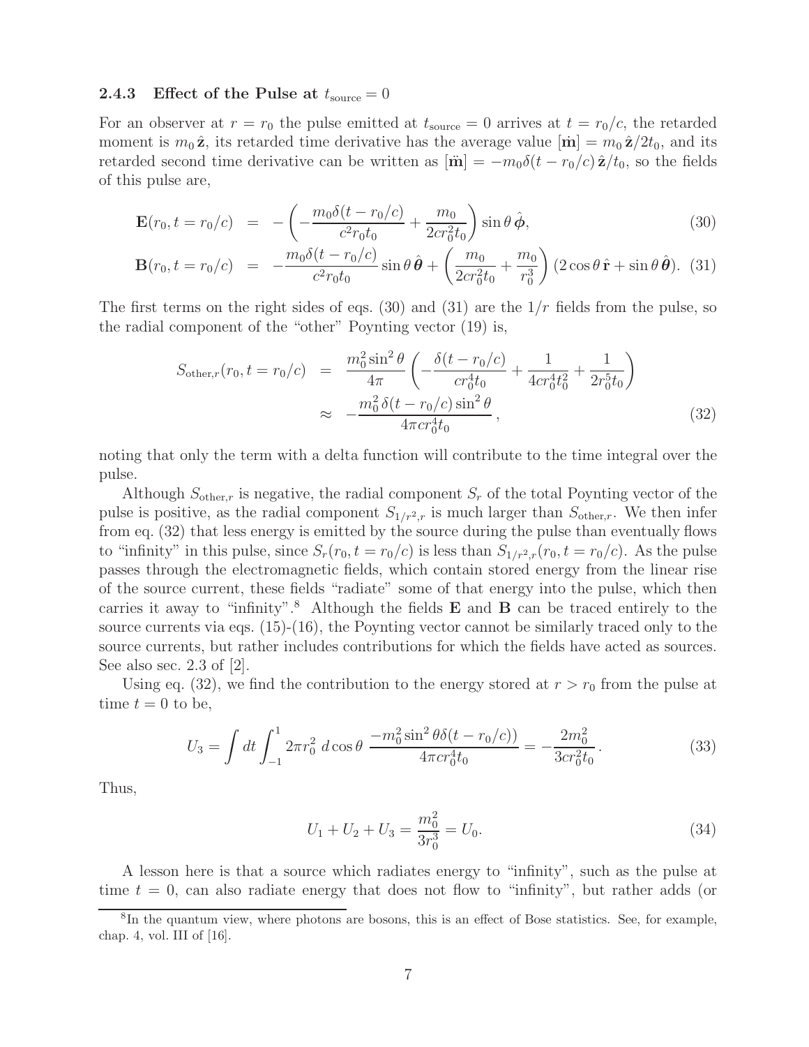### 2.4.3 Effect of the Pulse at $t_{\rm source} = 0$

For an observer at $r = r_0$ the pulse emitted at $t_{\rm source} = 0$ arrives at $t = r_0/c$, the retarded moment is $m_0\,\hat{\mathbf{z}}$, its retarded time derivative has the average value $[\dot{\mathbf{m}}] = m_0\,\hat{\mathbf{z}}/2t_0$, and its retarded second time derivative can be written as $[\ddot{\mathbf{m}}] = -m_0\delta(t - r_0/c)\,\hat{\mathbf{z}}/t_0$, so the fields of this pulse are,

$$
\mathbf{E}(r_0, t = r_0/c) = -\left(-\frac{m_0\delta(t - r_0/c)}{c^2 r_0 t_0} + \frac{m_0}{2cr_0^2 t_0}\right)\sin\theta\,\hat{\boldsymbol{\phi}}, \tag{30}
$$

$$
\mathbf{B}(r_0, t = r_0/c) = -\frac{m_0\delta(t - r_0/c)}{c^2 r_0 t_0}\sin\theta\,\hat{\boldsymbol{\theta}} + \left(\frac{m_0}{2cr_0^2 t_0} + \frac{m_0}{r_0^3}\right)(2\cos\theta\,\hat{\mathbf{r}} + \sin\theta\,\hat{\boldsymbol{\theta}}). \tag{31}
$$

The first terms on the right sides of eqs. (30) and (31) are the $1/r$ fields from the pulse, so the radial component of the "other" Poynting vector (19) is,

$$
\begin{aligned}
S_{{\rm other},r}(r_0, t = r_0/c) &= \frac{m_0^2\sin^2\theta}{4\pi}\left(-\frac{\delta(t - r_0/c)}{cr_0^4 t_0} + \frac{1}{4cr_0^4 t_0^2} + \frac{1}{2r_0^5 t_0}\right) \\
&\approx -\frac{m_0^2\,\delta(t - r_0/c)\sin^2\theta}{4\pi c r_0^4 t_0}\,,
\end{aligned} \tag{32}
$$

noting that only the term with a delta function will contribute to the time integral over the pulse.

Although $S_{{\rm other},r}$ is negative, the radial component $S_r$ of the total Poynting vector of the pulse is positive, as the radial component $S_{1/r^2,r}$ is much larger than $S_{{\rm other},r}$. We then infer from eq. (32) that less energy is emitted by the source during the pulse than eventually flows to "infinity" in this pulse, since $S_r(r_0, t = r_0/c)$ is less than $S_{1/r^2,r}(r_0, t = r_0/c)$. As the pulse passes through the electromagnetic fields, which contain stored energy from the linear rise of the source current, these fields "radiate" some of that energy into the pulse, which then carries it away to "infinity".[8] Although the fields $\mathbf{E}$ and $\mathbf{B}$ can be traced entirely to the source currents via eqs. (15)-(16), the Poynting vector cannot be similarly traced only to the source currents, but rather includes contributions for which the fields have acted as sources. See also sec. 2.3 of [2].

Using eq. (32), we find the contribution to the energy stored at $r > r_0$ from the pulse at time $t = 0$ to be,

$$
U_3 = \int dt \int_{-1}^{1} 2\pi r_0^2\, d\cos\theta\; \frac{-m_0^2\sin^2\theta\,\delta(t - r_0/c))}{4\pi c r_0^4 t_0} = -\frac{2m_0^2}{3cr_0^2 t_0}\,. \tag{33}
$$

Thus,

$$
U_1 + U_2 + U_3 = \frac{m_0^2}{3r_0^3} = U_0. \tag{34}
$$

A lesson here is that a source which radiates energy to "infinity", such as the pulse at time $t = 0$, can also radiate energy that does not flow to "infinity", but rather adds (or

[8] In the quantum view, where photons are bosons, this is an effect of Bose statistics. See, for example, chap. 4, vol. III of [16].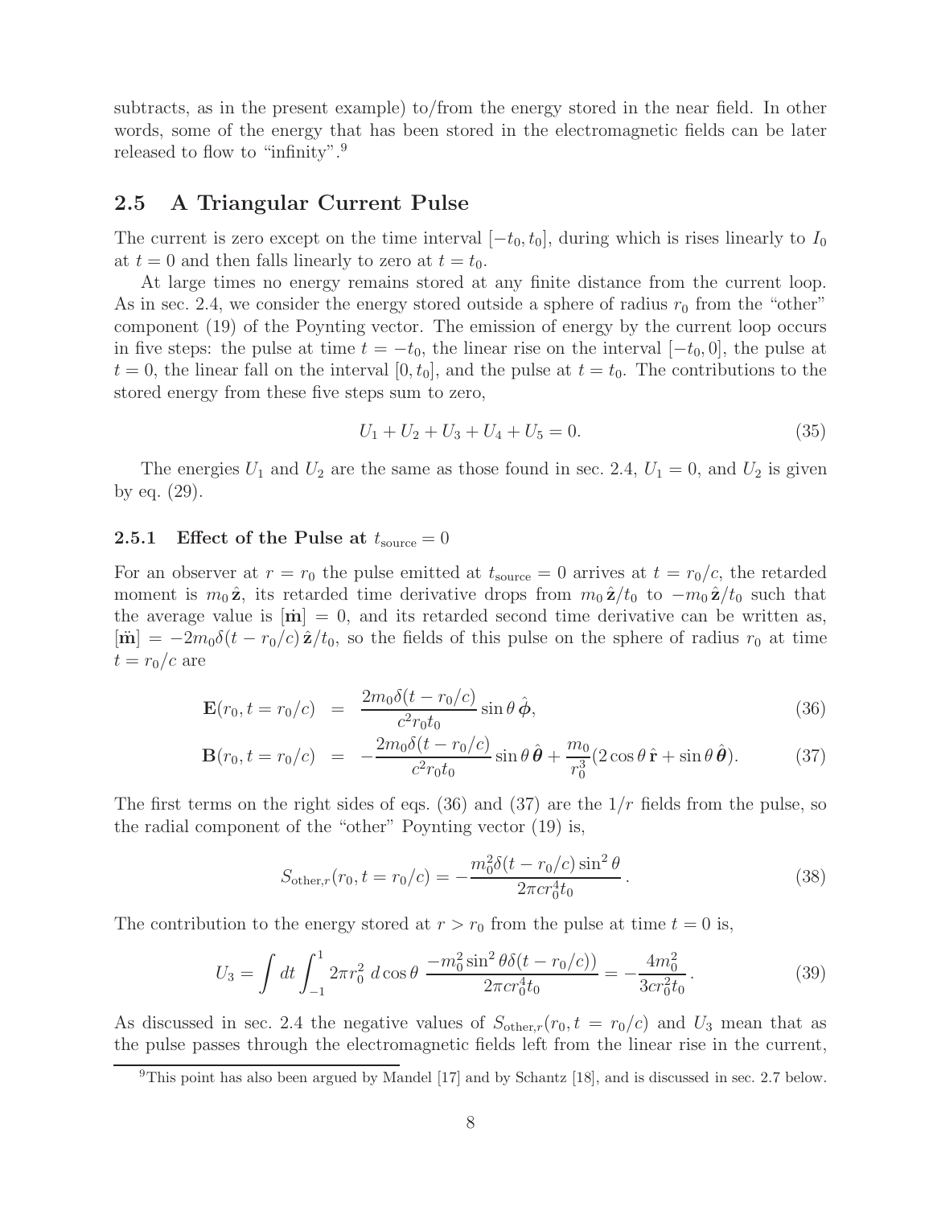subtracts, as in the present example) to/from the energy stored in the near field. In other words, some of the energy that has been stored in the electromagnetic fields can be later released to flow to "infinity".[9]

## 2.5 A Triangular Current Pulse

The current is zero except on the time interval $[-t_0, t_0]$, during which is rises linearly to $I_0$ at $t = 0$ and then falls linearly to zero at $t = t_0$.

At large times no energy remains stored at any finite distance from the current loop. As in sec. 2.4, we consider the energy stored outside a sphere of radius $r_0$ from the "other" component (19) of the Poynting vector. The emission of energy by the current loop occurs in five steps: the pulse at time $t = -t_0$, the linear rise on the interval $[-t_0, 0]$, the pulse at $t = 0$, the linear fall on the interval $[0, t_0]$, and the pulse at $t = t_0$. The contributions to the stored energy from these five steps sum to zero,

$$U_1 + U_2 + U_3 + U_4 + U_5 = 0. \tag{35}$$

The energies $U_1$ and $U_2$ are the same as those found in sec. 2.4, $U_1 = 0$, and $U_2$ is given by eq. (29).

### 2.5.1 Effect of the Pulse at $t_{\rm source} = 0$

For an observer at $r = r_0$ the pulse emitted at $t_{\rm source} = 0$ arrives at $t = r_0/c$, the retarded moment is $m_0\,\hat{\mathbf{z}}$, its retarded time derivative drops from $m_0\,\hat{\mathbf{z}}/t_0$ to $-m_0\,\hat{\mathbf{z}}/t_0$ such that the average value is $[\dot{\mathbf{m}}] = 0$, and its retarded second time derivative can be written as, $[\ddot{\mathbf{m}}] = -2m_0\delta(t - r_0/c)\,\hat{\mathbf{z}}/t_0$, so the fields of this pulse on the sphere of radius $r_0$ at time $t = r_0/c$ are

$$\mathbf{E}(r_0, t = r_0/c) = \frac{2m_0\delta(t - r_0/c)}{c^2 r_0 t_0}\sin\theta\,\hat{\boldsymbol{\phi}}, \tag{36}$$

$$\mathbf{B}(r_0, t = r_0/c) = -\frac{2m_0\delta(t - r_0/c)}{c^2 r_0 t_0}\sin\theta\,\hat{\boldsymbol{\theta}} + \frac{m_0}{r_0^3}(2\cos\theta\,\hat{\mathbf{r}} + \sin\theta\,\hat{\boldsymbol{\theta}}). \tag{37}$$

The first terms on the right sides of eqs. (36) and (37) are the $1/r$ fields from the pulse, so the radial component of the "other" Poynting vector (19) is,

$$S_{{\rm other},r}(r_0, t = r_0/c) = -\frac{m_0^2\delta(t - r_0/c)\sin^2\theta}{2\pi c r_0^4 t_0}. \tag{38}$$

The contribution to the energy stored at $r > r_0$ from the pulse at time $t = 0$ is,

$$U_3 = \int dt \int_{-1}^{1} 2\pi r_0^2\; d\cos\theta\; \frac{-m_0^2\sin^2\theta\,\delta(t - r_0/c))}{2\pi c r_0^4 t_0} = -\frac{4m_0^2}{3cr_0^2 t_0}. \tag{39}$$

As discussed in sec. 2.4 the negative values of $S_{{\rm other},r}(r_0, t = r_0/c)$ and $U_3$ mean that as the pulse passes through the electromagnetic fields left from the linear rise in the current,

[9]This point has also been argued by Mandel [17] and by Schantz [18], and is discussed in sec. 2.7 below.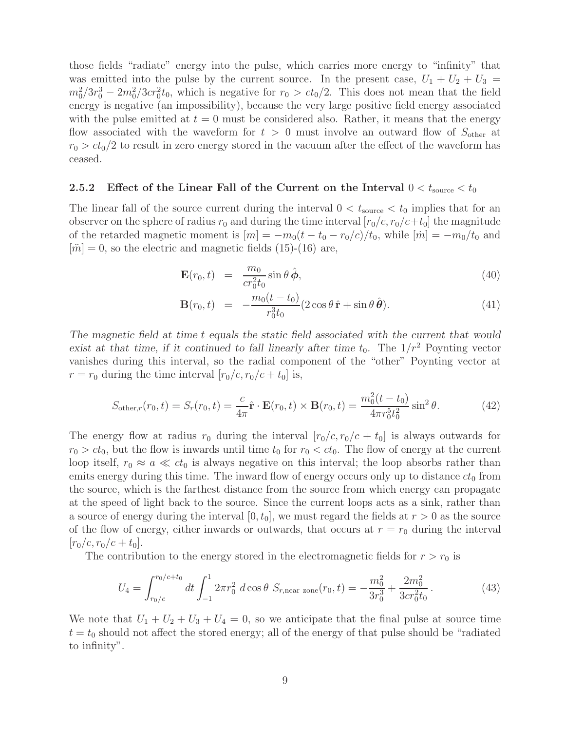those fields "radiate" energy into the pulse, which carries more energy to "infinity" that was emitted into the pulse by the current source. In the present case, $U_1 + U_2 + U_3 = m_0^2/3r_0^3 - 2m_0^2/3cr_0^2 t_0$, which is negative for $r_0 > ct_0/2$. This does not mean that the field energy is negative (an impossibility), because the very large positive field energy associated with the pulse emitted at $t = 0$ must be considered also. Rather, it means that the energy flow associated with the waveform for $t > 0$ must involve an outward flow of $S_{\rm other}$ at $r_0 > ct_0/2$ to result in zero energy stored in the vacuum after the effect of the waveform has ceased.

### 2.5.2 Effect of the Linear Fall of the Current on the Interval $0 < t_{\rm source} < t_0$

The linear fall of the source current during the interval $0 < t_{\rm source} < t_0$ implies that for an observer on the sphere of radius $r_0$ and during the time interval $[r_0/c, r_0/c + t_0]$ the magnitude of the retarded magnetic moment is $[m] = -m_0(t - t_0 - r_0/c)/t_0$, while $[\dot{m}] = -m_0/t_0$ and $[\ddot{m}] = 0$, so the electric and magnetic fields (15)-(16) are,

$$
\mathbf{E}(r_0, t) = \frac{m_0}{cr_0^2 t_0} \sin\theta\, \hat{\boldsymbol{\phi}}, \tag{40}
$$

$$
\mathbf{B}(r_0, t) = -\frac{m_0(t - t_0)}{r_0^3 t_0} (2\cos\theta\, \hat{\mathbf{r}} + \sin\theta\, \hat{\boldsymbol{\theta}}). \tag{41}
$$

*The magnetic field at time $t$ equals the static field associated with the current that would exist at that time, if it continued to fall linearly after time $t_0$.* The $1/r^2$ Poynting vector vanishes during this interval, so the radial component of the "other" Poynting vector at $r = r_0$ during the time interval $[r_0/c, r_0/c + t_0]$ is,

$$
S_{{\rm other},r}(r_0, t) = S_r(r_0, t) = \frac{c}{4\pi} \hat{\mathbf{r}} \cdot \mathbf{E}(r_0, t) \times \mathbf{B}(r_0, t) = \frac{m_0^2 (t - t_0)}{4\pi r_0^5 t_0^2} \sin^2\theta. \tag{42}
$$

The energy flow at radius $r_0$ during the interval $[r_0/c, r_0/c + t_0]$ is always outwards for $r_0 > ct_0$, but the flow is inwards until time $t_0$ for $r_0 < ct_0$. The flow of energy at the current loop itself, $r_0 \approx a \ll ct_0$ is always negative on this interval; the loop absorbs rather than emits energy during this time. The inward flow of energy occurs only up to distance $ct_0$ from the source, which is the farthest distance from the source from which energy can propagate at the speed of light back to the source. Since the current loops acts as a sink, rather than a source of energy during the interval $[0, t_0]$, we must regard the fields at $r > 0$ as the source of the flow of energy, either inwards or outwards, that occurs at $r = r_0$ during the interval $[r_0/c, r_0/c + t_0]$.

The contribution to the energy stored in the electromagnetic fields for $r > r_0$ is

$$
U_4 = \int_{r_0/c}^{r_0/c + t_0} dt \int_{-1}^{1} 2\pi r_0^2 \, d\cos\theta \; S_{r,\text{near zone}}(r_0, t) = -\frac{m_0^2}{3r_0^3} + \frac{2m_0^2}{3cr_0^2 t_0}\,. \tag{43}
$$

We note that $U_1 + U_2 + U_3 + U_4 = 0$, so we anticipate that the final pulse at source time $t = t_0$ should not affect the stored energy; all of the energy of that pulse should be "radiated to infinity".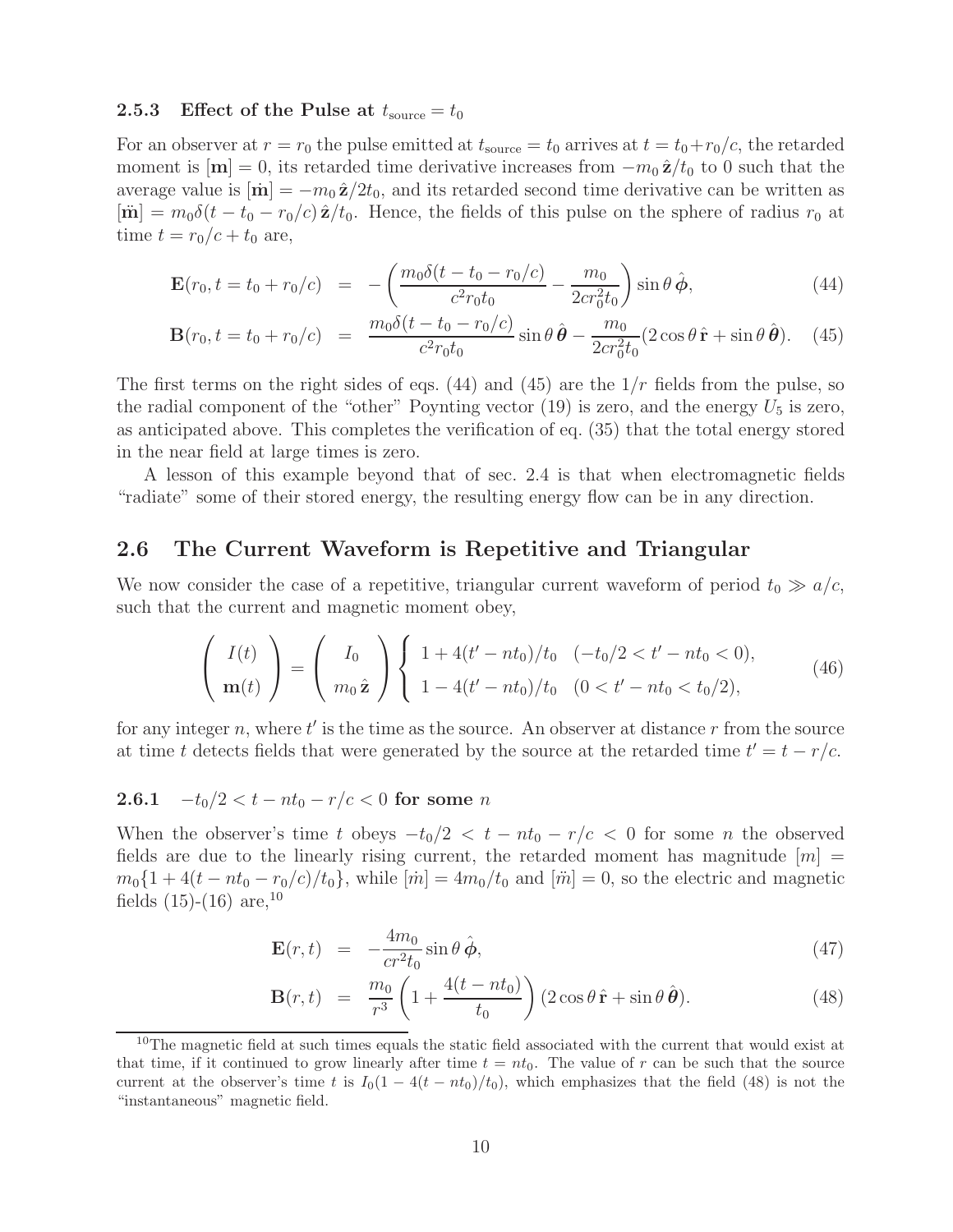### 2.5.3 Effect of the Pulse at $t_{\rm source} = t_0$

For an observer at $r = r_0$ the pulse emitted at $t_{\rm source} = t_0$ arrives at $t = t_0 + r_0/c$, the retarded moment is $[\mathbf{m}] = 0$, its retarded time derivative increases from $-m_0\,\hat{\mathbf{z}}/t_0$ to 0 such that the average value is $[\dot{\mathbf{m}}] = -m_0\,\hat{\mathbf{z}}/2t_0$, and its retarded second time derivative can be written as $[\ddot{\mathbf{m}}] = m_0\delta(t - t_0 - r_0/c)\,\hat{\mathbf{z}}/t_0$. Hence, the fields of this pulse on the sphere of radius $r_0$ at time $t = r_0/c + t_0$ are,

$$
\mathbf{E}(r_0, t = t_0 + r_0/c) = -\left(\frac{m_0\delta(t - t_0 - r_0/c)}{c^2 r_0 t_0} - \frac{m_0}{2cr_0^2 t_0}\right)\sin\theta\,\hat{\boldsymbol{\phi}}, \tag{44}
$$

$$
\mathbf{B}(r_0, t = t_0 + r_0/c) = \frac{m_0\delta(t - t_0 - r_0/c)}{c^2 r_0 t_0}\sin\theta\,\hat{\boldsymbol{\theta}} - \frac{m_0}{2cr_0^2 t_0}(2\cos\theta\,\hat{\mathbf{r}} + \sin\theta\,\hat{\boldsymbol{\theta}}). \tag{45}
$$

The first terms on the right sides of eqs. (44) and (45) are the $1/r$ fields from the pulse, so the radial component of the "other" Poynting vector (19) is zero, and the energy $U_5$ is zero, as anticipated above. This completes the verification of eq. (35) that the total energy stored in the near field at large times is zero.

A lesson of this example beyond that of sec. 2.4 is that when electromagnetic fields "radiate" some of their stored energy, the resulting energy flow can be in any direction.

## 2.6 The Current Waveform is Repetitive and Triangular

We now consider the case of a repetitive, triangular current waveform of period $t_0 \gg a/c$, such that the current and magnetic moment obey,

$$
\begin{pmatrix} I(t) \\ \mathbf{m}(t) \end{pmatrix} = \begin{pmatrix} I_0 \\ m_0\,\hat{\mathbf{z}} \end{pmatrix} \begin{cases} 1 + 4(t' - nt_0)/t_0 & (-t_0/2 < t' - nt_0 < 0), \\ 1 - 4(t' - nt_0)/t_0 & (0 < t' - nt_0 < t_0/2), \end{cases} \tag{46}
$$

for any integer $n$, where $t'$ is the time as the source. An observer at distance $r$ from the source at time $t$ detects fields that were generated by the source at the retarded time $t' = t - r/c$.

### 2.6.1 $-t_0/2 < t - nt_0 - r/c < 0$ for some $n$

When the observer's time $t$ obeys $-t_0/2 < t - nt_0 - r/c < 0$ for some $n$ the observed fields are due to the linearly rising current, the retarded moment has magnitude $[m] = m_0\{1 + 4(t - nt_0 - r_0/c)/t_0\}$, while $[\dot{m}] = 4m_0/t_0$ and $[\ddot{m}] = 0$, so the electric and magnetic fields (15)-(16) are,[10]

$$
\mathbf{E}(r, t) = -\frac{4m_0}{cr^2 t_0}\sin\theta\,\hat{\boldsymbol{\phi}}, \tag{47}
$$

$$
\mathbf{B}(r, t) = \frac{m_0}{r^3}\left(1 + \frac{4(t - nt_0)}{t_0}\right)(2\cos\theta\,\hat{\mathbf{r}} + \sin\theta\,\hat{\boldsymbol{\theta}}). \tag{48}
$$

[10] The magnetic field at such times equals the static field associated with the current that would exist at that time, if it continued to grow linearly after time $t = nt_0$. The value of $r$ can be such that the source current at the observer's time $t$ is $I_0(1 - 4(t - nt_0)/t_0)$, which emphasizes that the field (48) is not the "instantaneous" magnetic field.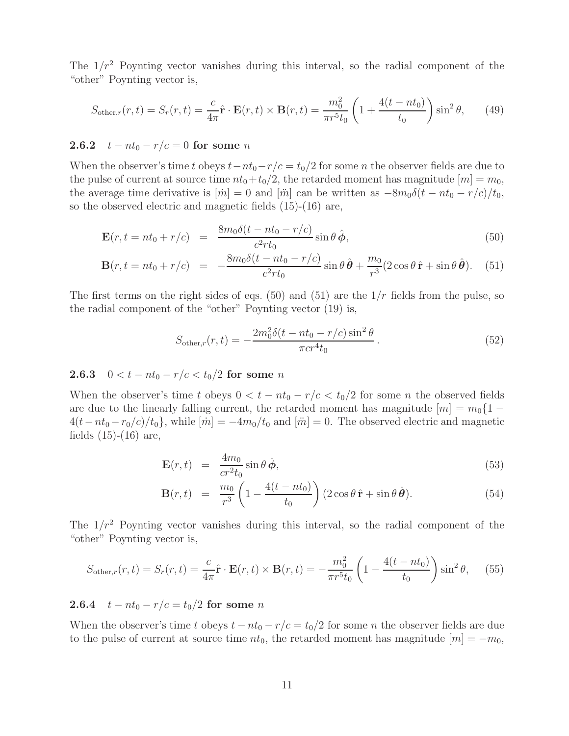The $1/r^2$ Poynting vector vanishes during this interval, so the radial component of the "other" Poynting vector is,

$$S_{\text{other},r}(r,t) = S_r(r,t) = \frac{c}{4\pi}\hat{\mathbf{r}} \cdot \mathbf{E}(r,t) \times \mathbf{B}(r,t) = \frac{m_0^2}{\pi r^5 t_0}\left(1 + \frac{4(t - nt_0)}{t_0}\right)\sin^2\theta, \tag{49}$$

### 2.6.2 $t - nt_0 - r/c = 0$ for some $n$

When the observer's time $t$ obeys $t - nt_0 - r/c = t_0/2$ for some $n$ the observer fields are due to the pulse of current at source time $nt_0 + t_0/2$, the retarded moment has magnitude $[m] = m_0$, the average time derivative is $[\dot{m}] = 0$ and $[\ddot{m}]$ can be written as $-8m_0\delta(t - nt_0 - r/c)/t_0$, so the observed electric and magnetic fields (15)-(16) are,

$$\mathbf{E}(r, t = nt_0 + r/c) = \frac{8m_0\delta(t - nt_0 - r/c)}{c^2 r t_0}\sin\theta\,\hat{\boldsymbol{\phi}}, \tag{50}$$

$$\mathbf{B}(r, t = nt_0 + r/c) = -\frac{8m_0\delta(t - nt_0 - r/c)}{c^2 r t_0}\sin\theta\,\hat{\boldsymbol{\theta}} + \frac{m_0}{r^3}(2\cos\theta\,\hat{\mathbf{r}} + \sin\theta\,\hat{\boldsymbol{\theta}}). \tag{51}$$

The first terms on the right sides of eqs. (50) and (51) are the $1/r$ fields from the pulse, so the radial component of the "other" Poynting vector (19) is,

$$S_{\text{other},r}(r,t) = -\frac{2m_0^2\delta(t - nt_0 - r/c)\sin^2\theta}{\pi c r^4 t_0}. \tag{52}$$

### 2.6.3 $0 < t - nt_0 - r/c < t_0/2$ for some $n$

When the observer's time $t$ obeys $0 < t - nt_0 - r/c < t_0/2$ for some $n$ the observed fields are due to the linearly falling current, the retarded moment has magnitude $[m] = m_0\{1 - 4(t - nt_0 - r_0/c)/t_0\}$, while $[\dot{m}] = -4m_0/t_0$ and $[\ddot{m}] = 0$. The observed electric and magnetic fields (15)-(16) are,

$$\mathbf{E}(r,t) = \frac{4m_0}{cr^2 t_0}\sin\theta\,\hat{\boldsymbol{\phi}}, \tag{53}$$

$$\mathbf{B}(r,t) = \frac{m_0}{r^3}\left(1 - \frac{4(t - nt_0)}{t_0}\right)(2\cos\theta\,\hat{\mathbf{r}} + \sin\theta\,\hat{\boldsymbol{\theta}}). \tag{54}$$

The $1/r^2$ Poynting vector vanishes during this interval, so the radial component of the "other" Poynting vector is,

$$S_{\text{other},r}(r,t) = S_r(r,t) = \frac{c}{4\pi}\hat{\mathbf{r}} \cdot \mathbf{E}(r,t) \times \mathbf{B}(r,t) = -\frac{m_0^2}{\pi r^5 t_0}\left(1 - \frac{4(t - nt_0)}{t_0}\right)\sin^2\theta, \tag{55}$$

### 2.6.4 $t - nt_0 - r/c = t_0/2$ for some $n$

When the observer's time $t$ obeys $t - nt_0 - r/c = t_0/2$ for some $n$ the observer fields are due to the pulse of current at source time $nt_0$, the retarded moment has magnitude $[m] = -m_0$,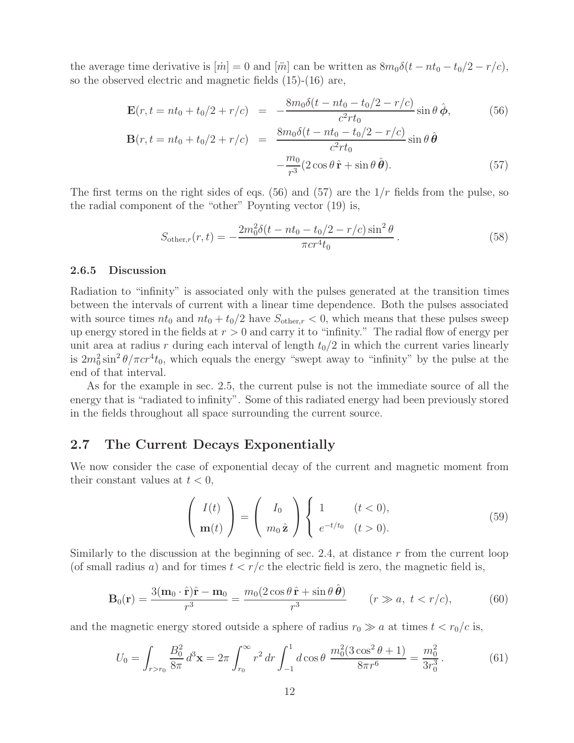the average time derivative is $[\dot{m}] = 0$ and $[\ddot{m}]$ can be written as $8m_0\delta(t - nt_0 - t_0/2 - r/c)$, so the observed electric and magnetic fields (15)-(16) are,

$$
\mathbf{E}(r, t = nt_0 + t_0/2 + r/c) = -\frac{8m_0\delta(t - nt_0 - t_0/2 - r/c)}{c^2 r t_0} \sin\theta\, \hat{\boldsymbol{\phi}}, \tag{56}
$$

$$
\begin{aligned}
\mathbf{B}(r, t = nt_0 + t_0/2 + r/c) &= \frac{8m_0\delta(t - nt_0 - t_0/2 - r/c)}{c^2 r t_0} \sin\theta\, \hat{\boldsymbol{\theta}} \\
&\quad - \frac{m_0}{r^3}(2\cos\theta\, \hat{\mathbf{r}} + \sin\theta\, \hat{\boldsymbol{\theta}}).
\end{aligned} \tag{57}
$$

The first terms on the right sides of eqs. (56) and (57) are the $1/r$ fields from the pulse, so the radial component of the "other" Poynting vector (19) is,

$$
S_{\text{other},r}(r, t) = -\frac{2m_0^2\delta(t - nt_0 - t_0/2 - r/c)\sin^2\theta}{\pi c r^4 t_0}. \tag{58}
$$

### 2.6.5 Discussion

Radiation to "infinity" is associated only with the pulses generated at the transition times between the intervals of current with a linear time dependence. Both the pulses associated with source times $nt_0$ and $nt_0 + t_0/2$ have $S_{\text{other},r} < 0$, which means that these pulses sweep up energy stored in the fields at $r > 0$ and carry it to "infinity." The radial flow of energy per unit area at radius $r$ during each interval of length $t_0/2$ in which the current varies linearly is $2m_0^2 \sin^2\theta / \pi c r^4 t_0$, which equals the energy "swept away to "infinity" by the pulse at the end of that interval.

As for the example in sec. 2.5, the current pulse is not the immediate source of all the energy that is "radiated to infinity". Some of this radiated energy had been previously stored in the fields throughout all space surrounding the current source.

## 2.7 The Current Decays Exponentially

We now consider the case of exponential decay of the current and magnetic moment from their constant values at $t < 0$,

$$
\begin{pmatrix} I(t) \\ \mathbf{m}(t) \end{pmatrix} = \begin{pmatrix} I_0 \\ m_0\,\hat{\mathbf{z}} \end{pmatrix} \begin{cases} 1 & (t < 0), \\ e^{-t/t_0} & (t > 0). \end{cases} \tag{59}
$$

Similarly to the discussion at the beginning of sec. 2.4, at distance $r$ from the current loop (of small radius $a$) and for times $t < r/c$ the electric field is zero, the magnetic field is,

$$
\mathbf{B}_0(\mathbf{r}) = \frac{3(\mathbf{m}_0 \cdot \hat{\mathbf{r}})\hat{\mathbf{r}} - \mathbf{m}_0}{r^3} = \frac{m_0(2\cos\theta\, \hat{\mathbf{r}} + \sin\theta\, \hat{\boldsymbol{\theta}})}{r^3} \qquad (r \gg a,\ t < r/c), \tag{60}
$$

and the magnetic energy stored outside a sphere of radius $r_0 \gg a$ at times $t < r_0/c$ is,

$$
U_0 = \int_{r > r_0} \frac{B_0^2}{8\pi}\, d^3\mathbf{x} = 2\pi \int_{r_0}^{\infty} r^2\, dr \int_{-1}^{1} d\cos\theta\ \frac{m_0^2(3\cos^2\theta + 1)}{8\pi r^6} = \frac{m_0^2}{3r_0^3}. \tag{61}
$$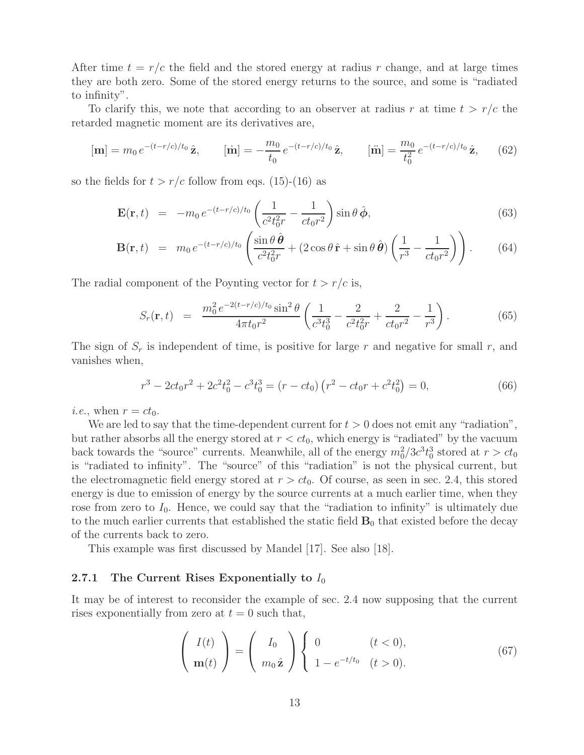After time $t = r/c$ the field and the stored energy at radius $r$ change, and at large times they are both zero. Some of the stored energy returns to the source, and some is "radiated to infinity".

To clarify this, we note that according to an observer at radius $r$ at time $t > r/c$ the retarded magnetic moment are its derivatives are,

$$[\mathbf{m}] = m_0\, e^{-(t-r/c)/t_0}\,\hat{\mathbf{z}}, \qquad [\dot{\mathbf{m}}] = -\frac{m_0}{t_0}\, e^{-(t-r/c)/t_0}\,\hat{\mathbf{z}}, \qquad [\ddot{\mathbf{m}}] = \frac{m_0}{t_0^2}\, e^{-(t-r/c)/t_0}\,\hat{\mathbf{z}}, \tag{62}$$

so the fields for $t > r/c$ follow from eqs. (15)-(16) as

$$\mathbf{E}(\mathbf{r}, t) = -m_0\, e^{-(t-r/c)/t_0} \left( \frac{1}{c^2 t_0^2 r} - \frac{1}{c t_0 r^2} \right) \sin\theta\, \hat{\boldsymbol{\phi}}, \tag{63}$$

$$\mathbf{B}(\mathbf{r}, t) = m_0\, e^{-(t-r/c)/t_0} \left( \frac{\sin\theta\, \hat{\boldsymbol{\theta}}}{c^2 t_0^2 r} + (2\cos\theta\, \hat{\mathbf{r}} + \sin\theta\, \hat{\boldsymbol{\theta}}) \left( \frac{1}{r^3} - \frac{1}{c t_0 r^2} \right) \right). \tag{64}$$

The radial component of the Poynting vector for $t > r/c$ is,

$$S_r(\mathbf{r}, t) = \frac{m_0^2\, e^{-2(t-r/c)/t_0} \sin^2\theta}{4\pi t_0 r^2} \left( \frac{1}{c^3 t_0^3} - \frac{2}{c^2 t_0^2 r} + \frac{2}{c t_0 r^2} - \frac{1}{r^3} \right). \tag{65}$$

The sign of $S_r$ is independent of time, is positive for large $r$ and negative for small $r$, and vanishes when,

$$r^3 - 2ct_0 r^2 + 2c^2 t_0^2 - c^3 t_0^3 = (r - ct_0)\left(r^2 - ct_0 r + c^2 t_0^2\right) = 0, \tag{66}$$

*i.e.*, when $r = ct_0$.

We are led to say that the time-dependent current for $t > 0$ does not emit any "radiation", but rather absorbs all the energy stored at $r < ct_0$, which energy is "radiated" by the vacuum back towards the "source" currents. Meanwhile, all of the energy $m_0^2/3c^3 t_0^3$ stored at $r > ct_0$ is "radiated to infinity". The "source" of this "radiation" is not the physical current, but the electromagnetic field energy stored at $r > ct_0$. Of course, as seen in sec. 2.4, this stored energy is due to emission of energy by the source currents at a much earlier time, when they rose from zero to $I_0$. Hence, we could say that the "radiation to infinity" is ultimately due to the much earlier currents that established the static field $\mathbf{B}_0$ that existed before the decay of the currents back to zero.

This example was first discussed by Mandel [17]. See also [18].

### 2.7.1 The Current Rises Exponentially to $I_0$

It may be of interest to reconsider the example of sec. 2.4 now supposing that the current rises exponentially from zero at $t = 0$ such that,

$$\begin{pmatrix} I(t) \\ \mathbf{m}(t) \end{pmatrix} = \begin{pmatrix} I_0 \\ m_0\,\hat{\mathbf{z}} \end{pmatrix} \begin{cases} 0 & (t < 0), \\ 1 - e^{-t/t_0} & (t > 0). \end{cases} \tag{67}$$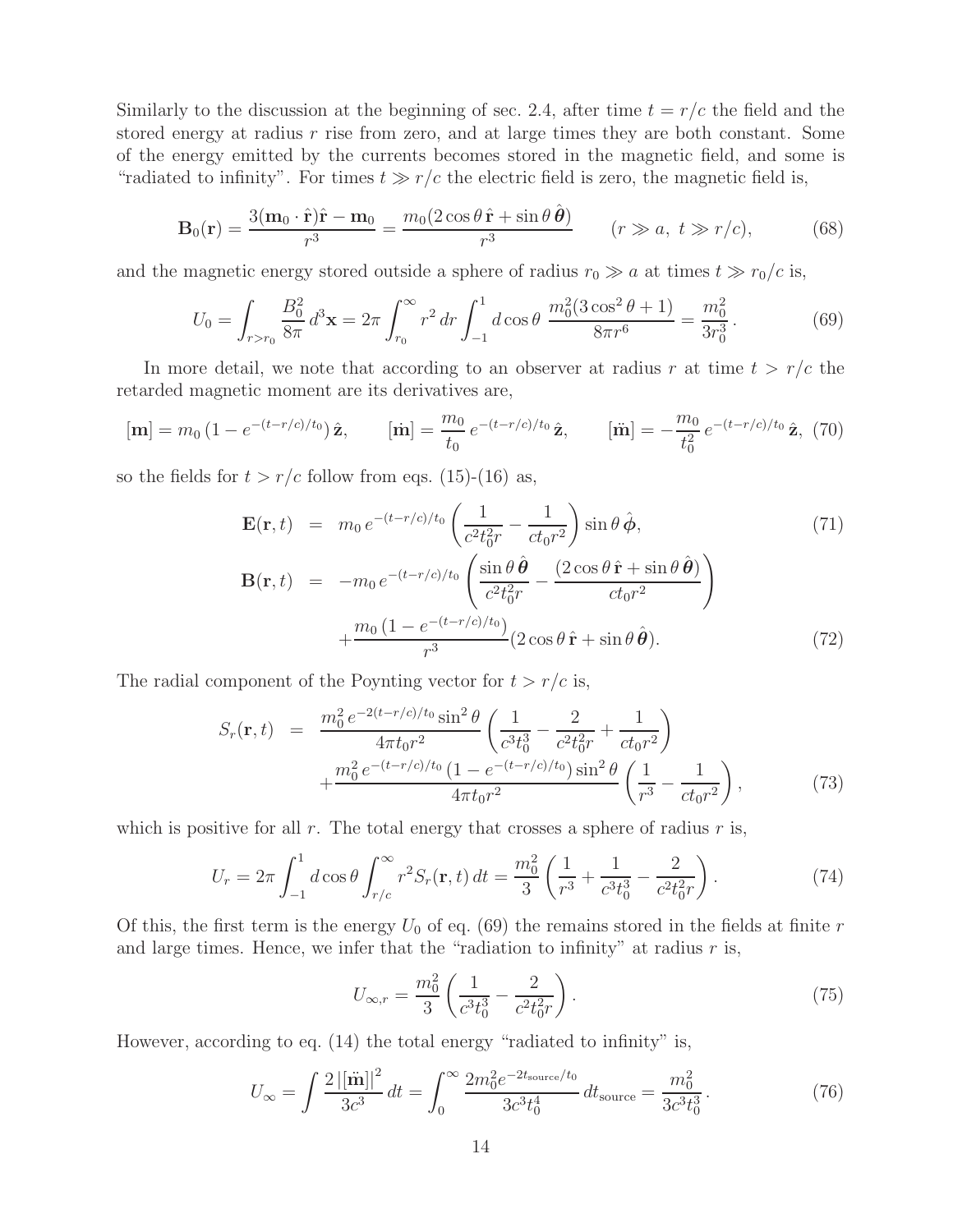Similarly to the discussion at the beginning of sec. 2.4, after time $t = r/c$ the field and the stored energy at radius $r$ rise from zero, and at large times they are both constant. Some of the energy emitted by the currents becomes stored in the magnetic field, and some is "radiated to infinity". For times $t \gg r/c$ the electric field is zero, the magnetic field is,

$$\mathbf{B}_0(\mathbf{r}) = \frac{3(\mathbf{m}_0 \cdot \hat{\mathbf{r}})\hat{\mathbf{r}} - \mathbf{m}_0}{r^3} = \frac{m_0(2\cos\theta\,\hat{\mathbf{r}} + \sin\theta\,\hat{\boldsymbol{\theta}})}{r^3} \qquad (r \gg a,\ t \gg r/c), \tag{68}$$

and the magnetic energy stored outside a sphere of radius $r_0 \gg a$ at times $t \gg r_0/c$ is,

$$U_0 = \int_{r>r_0} \frac{B_0^2}{8\pi}\,d^3\mathbf{x} = 2\pi \int_{r_0}^{\infty} r^2\,dr \int_{-1}^{1} d\cos\theta\ \frac{m_0^2(3\cos^2\theta + 1)}{8\pi r^6} = \frac{m_0^2}{3r_0^3}\,. \tag{69}$$

In more detail, we note that according to an observer at radius $r$ at time $t > r/c$ the retarded magnetic moment are its derivatives are,

$$[\mathbf{m}] = m_0\,(1 - e^{-(t-r/c)/t_0})\,\hat{\mathbf{z}}, \qquad [\dot{\mathbf{m}}] = \frac{m_0}{t_0}\,e^{-(t-r/c)/t_0}\,\hat{\mathbf{z}}, \qquad [\ddot{\mathbf{m}}] = -\frac{m_0}{t_0^2}\,e^{-(t-r/c)/t_0}\,\hat{\mathbf{z}}, \tag{70}$$

so the fields for $t > r/c$ follow from eqs. (15)-(16) as,

$$\mathbf{E}(\mathbf{r},t) = m_0\,e^{-(t-r/c)/t_0}\left(\frac{1}{c^2 t_0^2 r} - \frac{1}{c t_0 r^2}\right)\sin\theta\,\hat{\boldsymbol{\phi}}, \tag{71}$$

$$\begin{aligned}\mathbf{B}(\mathbf{r},t) &= -m_0\,e^{-(t-r/c)/t_0}\left(\frac{\sin\theta\,\hat{\boldsymbol{\theta}}}{c^2 t_0^2 r} - \frac{(2\cos\theta\,\hat{\mathbf{r}} + \sin\theta\,\hat{\boldsymbol{\theta}})}{c t_0 r^2}\right) \\ &\quad + \frac{m_0\,(1 - e^{-(t-r/c)/t_0})}{r^3}(2\cos\theta\,\hat{\mathbf{r}} + \sin\theta\,\hat{\boldsymbol{\theta}}).\end{aligned} \tag{72}$$

The radial component of the Poynting vector for $t > r/c$ is,

$$\begin{aligned}S_r(\mathbf{r},t) &= \frac{m_0^2\,e^{-2(t-r/c)/t_0}\sin^2\theta}{4\pi t_0 r^2}\left(\frac{1}{c^3 t_0^3} - \frac{2}{c^2 t_0^2 r} + \frac{1}{c t_0 r^2}\right) \\ &\quad + \frac{m_0^2\,e^{-(t-r/c)/t_0}\,(1 - e^{-(t-r/c)/t_0})\sin^2\theta}{4\pi t_0 r^2}\left(\frac{1}{r^3} - \frac{1}{c t_0 r^2}\right),\end{aligned} \tag{73}$$

which is positive for all $r$. The total energy that crosses a sphere of radius $r$ is,

$$U_r = 2\pi \int_{-1}^{1} d\cos\theta \int_{r/c}^{\infty} r^2 S_r(\mathbf{r},t)\,dt = \frac{m_0^2}{3}\left(\frac{1}{r^3} + \frac{1}{c^3 t_0^3} - \frac{2}{c^2 t_0^2 r}\right). \tag{74}$$

Of this, the first term is the energy $U_0$ of eq. (69) the remains stored in the fields at finite $r$ and large times. Hence, we infer that the "radiation to infinity" at radius $r$ is,

$$U_{\infty,r} = \frac{m_0^2}{3}\left(\frac{1}{c^3 t_0^3} - \frac{2}{c^2 t_0^2 r}\right). \tag{75}$$

However, according to eq. (14) the total energy "radiated to infinity" is,

$$U_\infty = \int \frac{2\,|[\ddot{\mathbf{m}}]|^2}{3c^3}\,dt = \int_0^{\infty} \frac{2 m_0^2 e^{-2t_{\rm source}/t_0}}{3c^3 t_0^4}\,dt_{\rm source} = \frac{m_0^2}{3c^3 t_0^3}\,. \tag{76}$$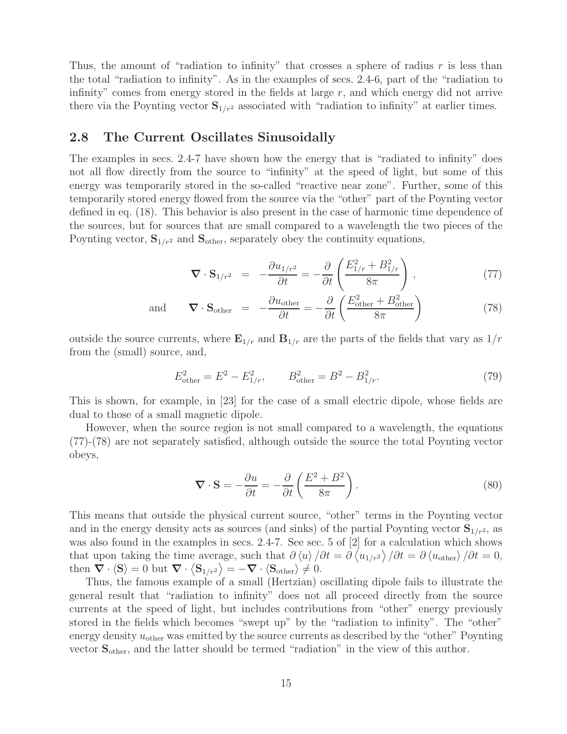Thus, the amount of "radiation to infinity" that crosses a sphere of radius $r$ is less than the total "radiation to infinity". As in the examples of secs. 2.4-6, part of the "radiation to infinity" comes from energy stored in the fields at large $r$, and which energy did not arrive there via the Poynting vector $\mathbf{S}_{1/r^2}$ associated with "radiation to infinity" at earlier times.

## 2.8 The Current Oscillates Sinusoidally

The examples in secs. 2.4-7 have shown how the energy that is "radiated to infinity" does not all flow directly from the source to "infinity" at the speed of light, but some of this energy was temporarily stored in the so-called "reactive near zone". Further, some of this temporarily stored energy flowed from the source via the "other" part of the Poynting vector defined in eq. (18). This behavior is also present in the case of harmonic time dependence of the sources, but for sources that are small compared to a wavelength the two pieces of the Poynting vector, $\mathbf{S}_{1/r^2}$ and $\mathbf{S}_{\rm other}$, separately obey the continuity equations,

$$\boldsymbol{\nabla}\cdot\mathbf{S}_{1/r^2} = -\frac{\partial u_{1/r^2}}{\partial t} = -\frac{\partial}{\partial t}\left(\frac{E_{1/r}^2 + B_{1/r}^2}{8\pi}\right), \tag{77}$$

$$\text{and} \qquad \boldsymbol{\nabla}\cdot\mathbf{S}_{\rm other} = -\frac{\partial u_{\rm other}}{\partial t} = -\frac{\partial}{\partial t}\left(\frac{E_{\rm other}^2 + B_{\rm other}^2}{8\pi}\right) \tag{78}$$

outside the source currents, where $\mathbf{E}_{1/r}$ and $\mathbf{B}_{1/r}$ are the parts of the fields that vary as $1/r$ from the (small) source, and,

$$E_{\rm other}^2 = E^2 - E_{1/r}^2, \qquad B_{\rm other}^2 = B^2 - B_{1/r}^2. \tag{79}$$

This is shown, for example, in [23] for the case of a small electric dipole, whose fields are dual to those of a small magnetic dipole.

However, when the source region is not small compared to a wavelength, the equations (77)-(78) are not separately satisfied, although outside the source the total Poynting vector obeys,

$$\boldsymbol{\nabla}\cdot\mathbf{S} = -\frac{\partial u}{\partial t} = -\frac{\partial}{\partial t}\left(\frac{E^2 + B^2}{8\pi}\right). \tag{80}$$

This means that outside the physical current source, "other" terms in the Poynting vector and in the energy density acts as sources (and sinks) of the partial Poynting vector $\mathbf{S}_{1/r^2}$, as was also found in the examples in secs. 2.4-7. See sec. 5 of [2] for a calculation which shows that upon taking the time average, such that $\partial\langle u\rangle/\partial t = \partial\langle u_{1/r^2}\rangle/\partial t = \partial\langle u_{\rm other}\rangle/\partial t = 0$, then $\boldsymbol{\nabla}\cdot\langle\mathbf{S}\rangle = 0$ but $\boldsymbol{\nabla}\cdot\langle\mathbf{S}_{1/r^2}\rangle = -\boldsymbol{\nabla}\cdot\langle\mathbf{S}_{\rm other}\rangle \neq 0$.

Thus, the famous example of a small (Hertzian) oscillating dipole fails to illustrate the general result that "radiation to infinity" does not all proceed directly from the source currents at the speed of light, but includes contributions from "other" energy previously stored in the fields which becomes "swept up" by the "radiation to infinity". The "other" energy density $u_{\rm other}$ was emitted by the source currents as described by the "other" Poynting vector $\mathbf{S}_{\rm other}$, and the latter should be termed "radiation" in the view of this author.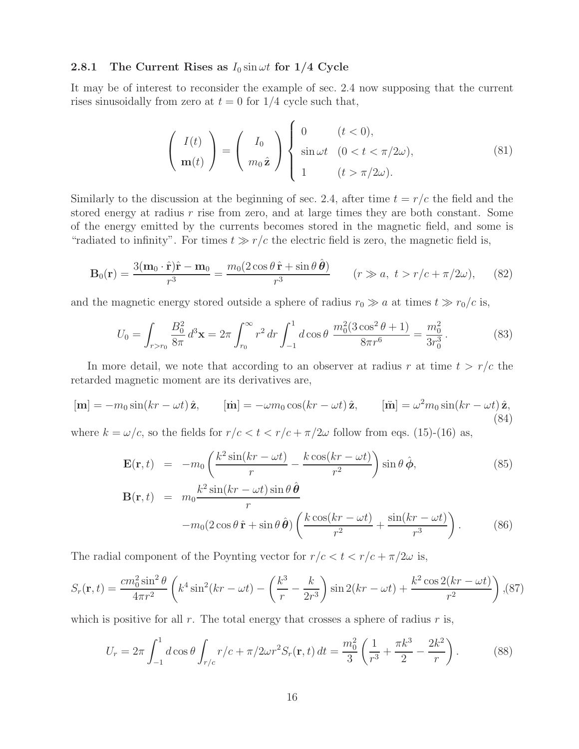### 2.8.1 The Current Rises as $I_0 \sin \omega t$ for 1/4 Cycle

It may be of interest to reconsider the example of sec. 2.4 now supposing that the current rises sinusoidally from zero at $t = 0$ for 1/4 cycle such that,

$$
\begin{pmatrix} I(t) \\ \mathbf{m}(t) \end{pmatrix} = \begin{pmatrix} I_0 \\ m_0 \, \hat{\mathbf{z}} \end{pmatrix} \begin{cases} 0 & (t < 0), \\ \sin \omega t & (0 < t < \pi/2\omega), \\ 1 & (t > \pi/2\omega). \end{cases} \tag{81}
$$

Similarly to the discussion at the beginning of sec. 2.4, after time $t = r/c$ the field and the stored energy at radius $r$ rise from zero, and at large times they are both constant. Some of the energy emitted by the currents becomes stored in the magnetic field, and some is "radiated to infinity". For times $t \gg r/c$ the electric field is zero, the magnetic field is,

$$
\mathbf{B}_0(\mathbf{r}) = \frac{3(\mathbf{m}_0 \cdot \hat{\mathbf{r}})\hat{\mathbf{r}} - \mathbf{m}_0}{r^3} = \frac{m_0(2 \cos \theta \, \hat{\mathbf{r}} + \sin \theta \, \hat{\boldsymbol{\theta}})}{r^3} \qquad (r \gg a, \ t > r/c + \pi/2\omega), \tag{82}
$$

and the magnetic energy stored outside a sphere of radius $r_0 \gg a$ at times $t \gg r_0/c$ is,

$$
U_0 = \int_{r > r_0} \frac{B_0^2}{8\pi} \, d^3\mathbf{x} = 2\pi \int_{r_0}^{\infty} r^2 \, dr \int_{-1}^{1} d \cos \theta \ \frac{m_0^2(3 \cos^2 \theta + 1)}{8\pi r^6} = \frac{m_0^2}{3 r_0^3} \, . \tag{83}
$$

In more detail, we note that according to an observer at radius $r$ at time $t > r/c$ the retarded magnetic moment are its derivatives are,

$$
[\mathbf{m}] = -m_0 \sin(kr - \omega t) \, \hat{\mathbf{z}}, \qquad [\dot{\mathbf{m}}] = -\omega m_0 \cos(kr - \omega t) \, \hat{\mathbf{z}}, \qquad [\ddot{\mathbf{m}}] = \omega^2 m_0 \sin(kr - \omega t) \, \hat{\mathbf{z}}, \tag{84}
$$

where $k = \omega/c$, so the fields for $r/c < t < r/c + \pi/2\omega$ follow from eqs. (15)-(16) as,

$$
\mathbf{E}(\mathbf{r}, t) = -m_0 \left( \frac{k^2 \sin(kr - \omega t)}{r} - \frac{k \cos(kr - \omega t)}{r^2} \right) \sin \theta \, \hat{\boldsymbol{\phi}}, \tag{85}
$$

$$
\begin{aligned}
\mathbf{B}(\mathbf{r}, t) &= m_0 \frac{k^2 \sin(kr - \omega t) \sin \theta \, \hat{\boldsymbol{\theta}}}{r} \\
&\quad - m_0 (2 \cos \theta \, \hat{\mathbf{r}} + \sin \theta \, \hat{\boldsymbol{\theta}}) \left( \frac{k \cos(kr - \omega t)}{r^2} + \frac{\sin(kr - \omega t)}{r^3} \right).
\end{aligned} \tag{86}
$$

The radial component of the Poynting vector for $r/c < t < r/c + \pi/2\omega$ is,

$$
S_r(\mathbf{r}, t) = \frac{c m_0^2 \sin^2 \theta}{4\pi r^2} \left( k^4 \sin^2(kr - \omega t) - \left( \frac{k^3}{r} - \frac{k}{2r^3} \right) \sin 2(kr - \omega t) + \frac{k^2 \cos 2(kr - \omega t)}{r^2} \right), \tag{87}
$$

which is positive for all $r$. The total energy that crosses a sphere of radius $r$ is,

$$
U_r = 2\pi \int_{-1}^{1} d \cos \theta \int_{r/c} r/c + \pi/2\omega r^2 S_r(\mathbf{r}, t) \, dt = \frac{m_0^2}{3} \left( \frac{1}{r^3} + \frac{\pi k^3}{2} - \frac{2k^2}{r} \right). \tag{88}
$$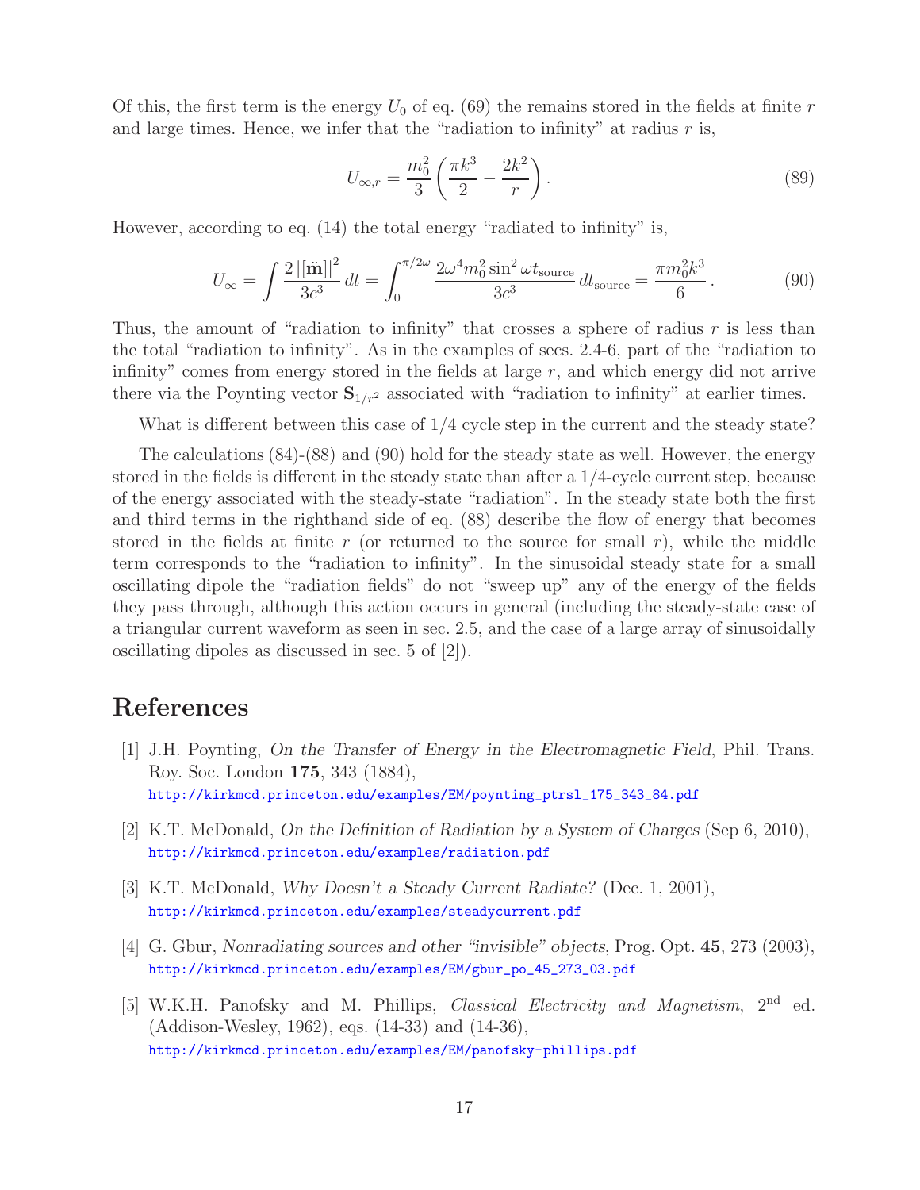Of this, the first term is the energy $U_0$ of eq. (69) the remains stored in the fields at finite $r$ and large times. Hence, we infer that the "radiation to infinity" at radius $r$ is,

$$U_{\infty,r} = \frac{m_0^2}{3}\left(\frac{\pi k^3}{2} - \frac{2k^2}{r}\right). \tag{89}$$

However, according to eq. (14) the total energy "radiated to infinity" is,

$$U_\infty = \int \frac{2\,|[\ddot{\mathbf{m}}]|^2}{3c^3}\,dt = \int_0^{\pi/2\omega} \frac{2\omega^4 m_0^2 \sin^2 \omega t_{\rm source}}{3c^3}\,dt_{\rm source} = \frac{\pi m_0^2 k^3}{6}\,. \tag{90}$$

Thus, the amount of "radiation to infinity" that crosses a sphere of radius $r$ is less than the total "radiation to infinity". As in the examples of secs. 2.4-6, part of the "radiation to infinity" comes from energy stored in the fields at large $r$, and which energy did not arrive there via the Poynting vector $\mathbf{S}_{1/r^2}$ associated with "radiation to infinity" at earlier times.

What is different between this case of 1/4 cycle step in the current and the steady state?

The calculations (84)-(88) and (90) hold for the steady state as well. However, the energy stored in the fields is different in the steady state than after a 1/4-cycle current step, because of the energy associated with the steady-state "radiation". In the steady state both the first and third terms in the righthand side of eq. (88) describe the flow of energy that becomes stored in the fields at finite $r$ (or returned to the source for small $r$), while the middle term corresponds to the "radiation to infinity". In the sinusoidal steady state for a small oscillating dipole the "radiation fields" do not "sweep up" any of the energy of the fields they pass through, although this action occurs in general (including the steady-state case of a triangular current waveform as seen in sec. 2.5, and the case of a large array of sinusoidally oscillating dipoles as discussed in sec. 5 of [2]).

# References

[1] J.H. Poynting, *On the Transfer of Energy in the Electromagnetic Field*, Phil. Trans. Roy. Soc. London **175**, 343 (1884),
http://kirkmcd.princeton.edu/examples/EM/poynting_ptrsl_175_343_84.pdf

[2] K.T. McDonald, *On the Definition of Radiation by a System of Charges* (Sep 6, 2010),
http://kirkmcd.princeton.edu/examples/radiation.pdf

[3] K.T. McDonald, *Why Doesn't a Steady Current Radiate?* (Dec. 1, 2001),
http://kirkmcd.princeton.edu/examples/steadycurrent.pdf

[4] G. Gbur, *Nonradiating sources and other "invisible" objects*, Prog. Opt. **45**, 273 (2003),
http://kirkmcd.princeton.edu/examples/EM/gbur_po_45_273_03.pdf

[5] W.K.H. Panofsky and M. Phillips, *Classical Electricity and Magnetism*, 2nd ed. (Addison-Wesley, 1962), eqs. (14-33) and (14-36),
http://kirkmcd.princeton.edu/examples/EM/panofsky-phillips.pdf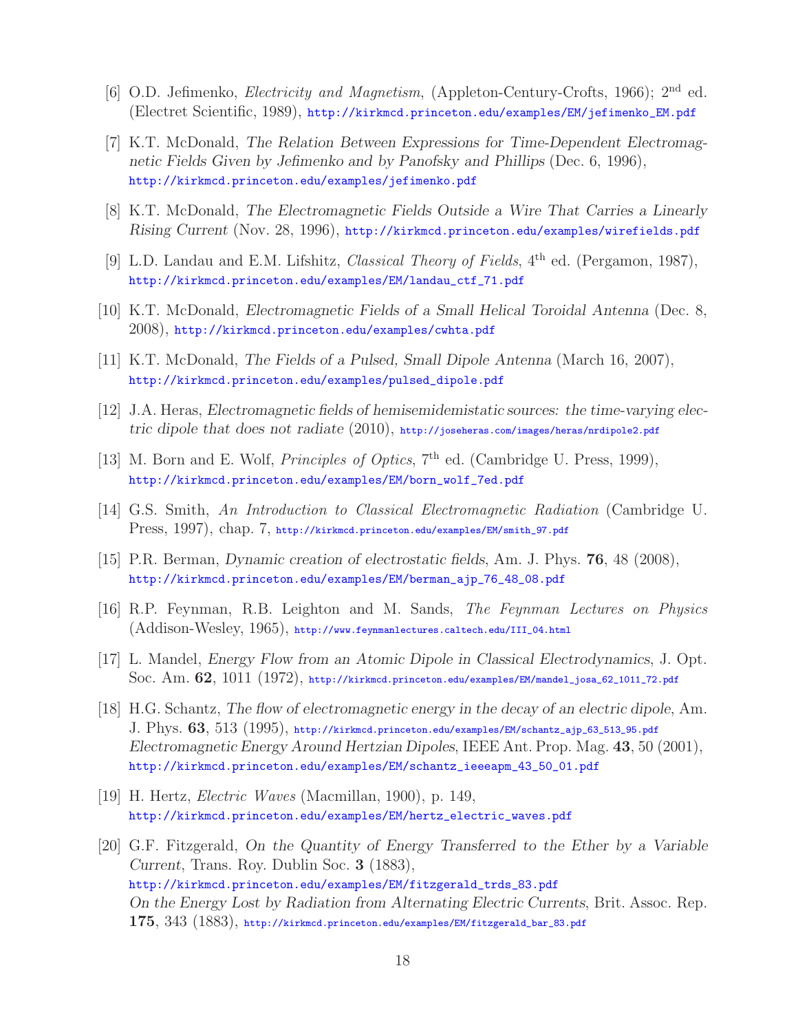[6] O.D. Jefimenko, *Electricity and Magnetism*, (Appleton-Century-Crofts, 1966); 2nd ed. (Electret Scientific, 1989), http://kirkmcd.princeton.edu/examples/EM/jefimenko_EM.pdf

[7] K.T. McDonald, *The Relation Between Expressions for Time-Dependent Electromagnetic Fields Given by Jefimenko and by Panofsky and Phillips* (Dec. 6, 1996), http://kirkmcd.princeton.edu/examples/jefimenko.pdf

[8] K.T. McDonald, *The Electromagnetic Fields Outside a Wire That Carries a Linearly Rising Current* (Nov. 28, 1996), http://kirkmcd.princeton.edu/examples/wirefields.pdf

[9] L.D. Landau and E.M. Lifshitz, *Classical Theory of Fields*, 4th ed. (Pergamon, 1987), http://kirkmcd.princeton.edu/examples/EM/landau_ctf_71.pdf

[10] K.T. McDonald, *Electromagnetic Fields of a Small Helical Toroidal Antenna* (Dec. 8, 2008), http://kirkmcd.princeton.edu/examples/cwhta.pdf

[11] K.T. McDonald, *The Fields of a Pulsed, Small Dipole Antenna* (March 16, 2007), http://kirkmcd.princeton.edu/examples/pulsed_dipole.pdf

[12] J.A. Heras, *Electromagnetic fields of hemisemidemistatic sources: the time-varying electric dipole that does not radiate* (2010), http://joseheras.com/images/heras/nrdipole2.pdf

[13] M. Born and E. Wolf, *Principles of Optics*, 7th ed. (Cambridge U. Press, 1999), http://kirkmcd.princeton.edu/examples/EM/born_wolf_7ed.pdf

[14] G.S. Smith, *An Introduction to Classical Electromagnetic Radiation* (Cambridge U. Press, 1997), chap. 7, http://kirkmcd.princeton.edu/examples/EM/smith_97.pdf

[15] P.R. Berman, *Dynamic creation of electrostatic fields*, Am. J. Phys. **76**, 48 (2008), http://kirkmcd.princeton.edu/examples/EM/berman_ajp_76_48_08.pdf

[16] R.P. Feynman, R.B. Leighton and M. Sands, *The Feynman Lectures on Physics* (Addison-Wesley, 1965), http://www.feynmanlectures.caltech.edu/III_04.html

[17] L. Mandel, *Energy Flow from an Atomic Dipole in Classical Electrodynamics*, J. Opt. Soc. Am. **62**, 1011 (1972), http://kirkmcd.princeton.edu/examples/EM/mandel_josa_62_1011_72.pdf

[18] H.G. Schantz, *The flow of electromagnetic energy in the decay of an electric dipole*, Am. J. Phys. **63**, 513 (1995), http://kirkmcd.princeton.edu/examples/EM/schantz_ajp_63_513_95.pdf
*Electromagnetic Energy Around Hertzian Dipoles*, IEEE Ant. Prop. Mag. **43**, 50 (2001), http://kirkmcd.princeton.edu/examples/EM/schantz_ieeeapm_43_50_01.pdf

[19] H. Hertz, *Electric Waves* (Macmillan, 1900), p. 149, http://kirkmcd.princeton.edu/examples/EM/hertz_electric_waves.pdf

[20] G.F. Fitzgerald, *On the Quantity of Energy Transferred to the Ether by a Variable Current*, Trans. Roy. Dublin Soc. **3** (1883), http://kirkmcd.princeton.edu/examples/EM/fitzgerald_trds_83.pdf
*On the Energy Lost by Radiation from Alternating Electric Currents*, Brit. Assoc. Rep. **175**, 343 (1883), http://kirkmcd.princeton.edu/examples/EM/fitzgerald_bar_83.pdf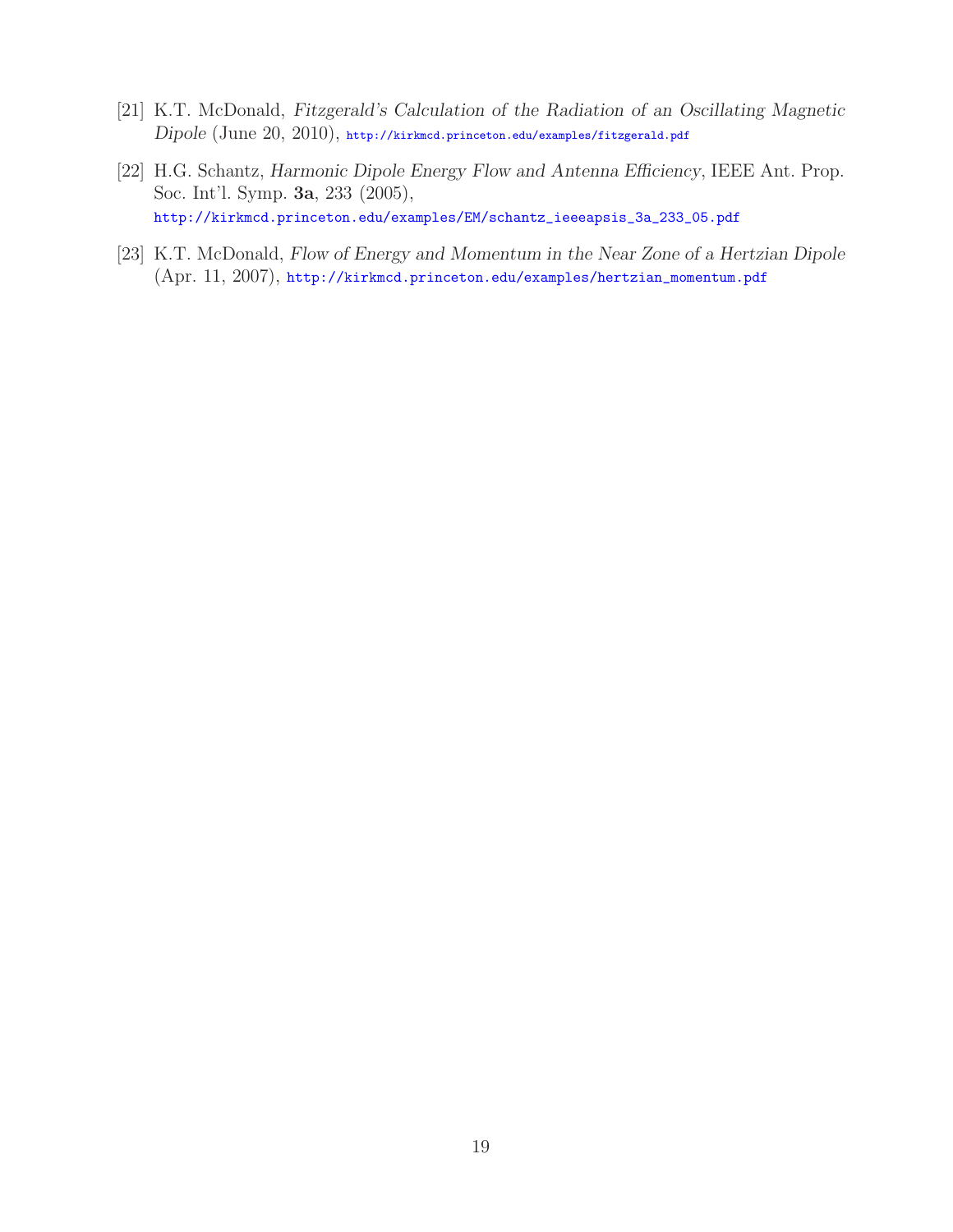[21] K.T. McDonald, *Fitzgerald's Calculation of the Radiation of an Oscillating Magnetic Dipole* (June 20, 2010), http://kirkmcd.princeton.edu/examples/fitzgerald.pdf

[22] H.G. Schantz, *Harmonic Dipole Energy Flow and Antenna Efficiency*, IEEE Ant. Prop. Soc. Int'l. Symp. **3a**, 233 (2005), http://kirkmcd.princeton.edu/examples/EM/schantz_ieeeapsis_3a_233_05.pdf

[23] K.T. McDonald, *Flow of Energy and Momentum in the Near Zone of a Hertzian Dipole* (Apr. 11, 2007), http://kirkmcd.princeton.edu/examples/hertzian_momentum.pdf